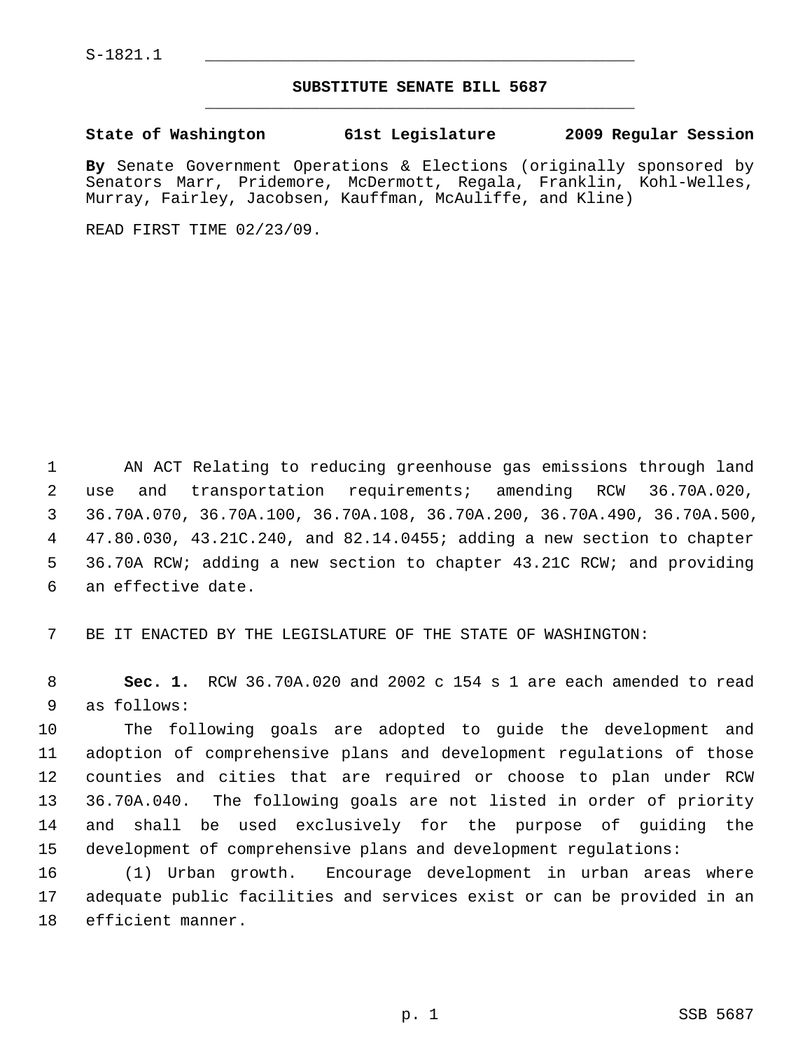S-1821.1

# SUBSTITUTE SENATE BILL 5687

**State of Washington 61st Legislature 2009 Regular Session**

**By** Senate Government Operations & Elections (originally sponsored by Senators Marr, Pridemore, McDermott, Regala, Franklin, Kohl-Welles, Murray, Fairley, Jacobsen, Kauffman, McAuliffe, and Kline)

READ FIRST TIME 02/23/09.

AN ACT Relating to reducing greenhouse gas emissions through land use and transportation requirements; amending RCW 36.70A.020, 36.70A.070, 36.70A.100, 36.70A.108, 36.70A.200, 36.70A.490, 36.70A.500, 47.80.030, 43.21C.240, and 82.14.0455; adding a new section to chapter 36.70A RCW; adding a new section to chapter 43.21C RCW; and providing an effective date.

BE IT ENACTED BY THE LEGISLATURE OF THE STATE OF WASHINGTON:

**Sec. 1.** RCW 36.70A.020 and 2002 c 154 s 1 are each amended to read as follows:

The following goals are adopted to guide the development and adoption of comprehensive plans and development regulations of those counties and cities that are required or choose to plan under RCW 36.70A.040. The following goals are not listed in order of priority and shall be used exclusively for the purpose of guiding the development of comprehensive plans and development regulations:

(1) Urban growth. Encourage development in urban areas where adequate public facilities and services exist or can be provided in an efficient manner.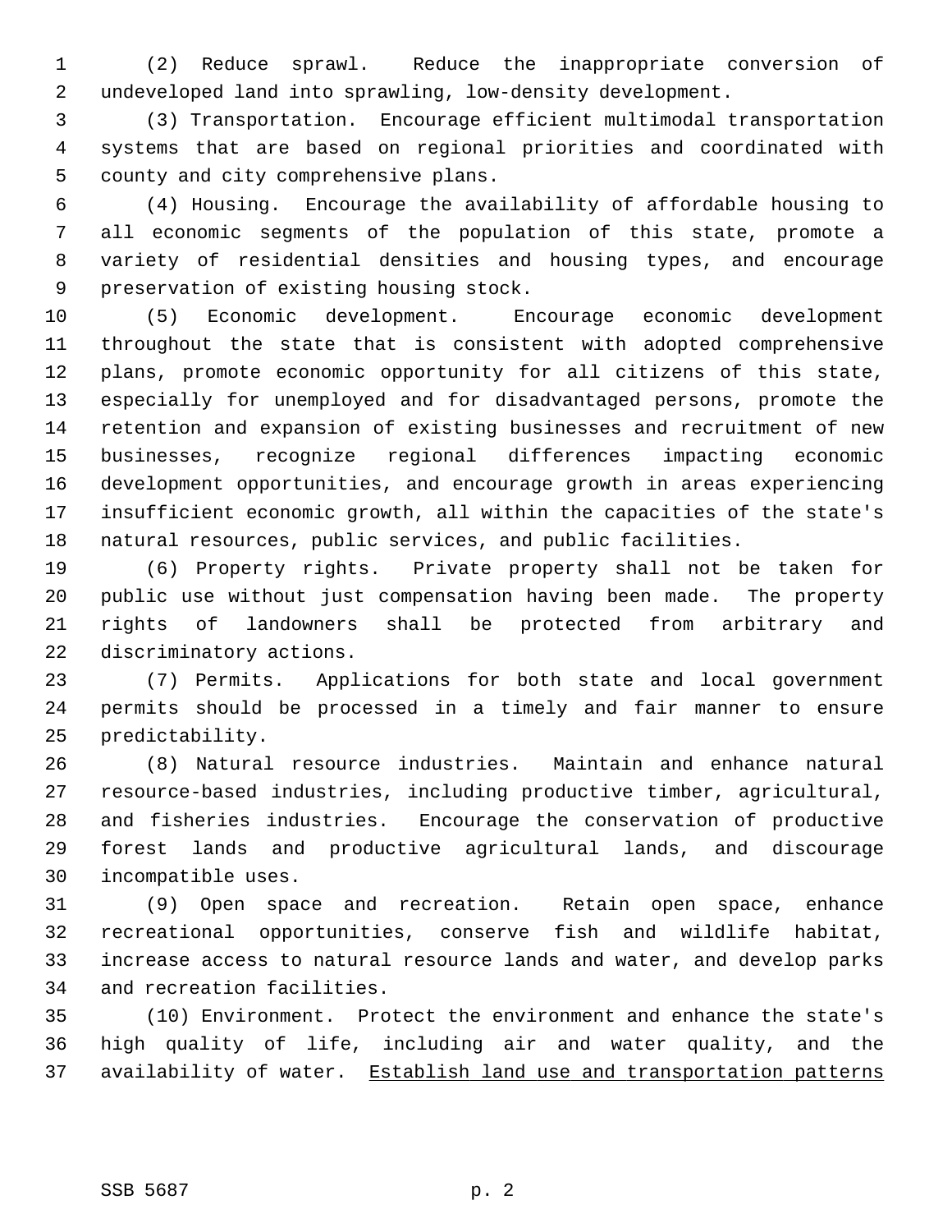(2) Reduce sprawl. Reduce the inappropriate conversion of undeveloped land into sprawling, low-density development.

(3) Transportation. Encourage efficient multimodal transportation systems that are based on regional priorities and coordinated with county and city comprehensive plans.

(4) Housing. Encourage the availability of affordable housing to all economic segments of the population of this state, promote a variety of residential densities and housing types, and encourage preservation of existing housing stock.

(5) Economic development. Encourage economic development throughout the state that is consistent with adopted comprehensive plans, promote economic opportunity for all citizens of this state, especially for unemployed and for disadvantaged persons, promote the retention and expansion of existing businesses and recruitment of new businesses, recognize regional differences impacting economic development opportunities, and encourage growth in areas experiencing insufficient economic growth, all within the capacities of the state's natural resources, public services, and public facilities.

(6) Property rights. Private property shall not be taken for public use without just compensation having been made. The property rights of landowners shall be protected from arbitrary and discriminatory actions.

(7) Permits. Applications for both state and local government permits should be processed in a timely and fair manner to ensure predictability.

(8) Natural resource industries. Maintain and enhance natural resource-based industries, including productive timber, agricultural, and fisheries industries. Encourage the conservation of productive forest lands and productive agricultural lands, and discourage incompatible uses.

(9) Open space and recreation. Retain open space, enhance recreational opportunities, conserve fish and wildlife habitat, increase access to natural resource lands and water, and develop parks and recreation facilities.

(10) Environment. Protect the environment and enhance the state's high quality of life, including air and water quality, and the availability of water. <u>Establish land use and transportation patterns</u>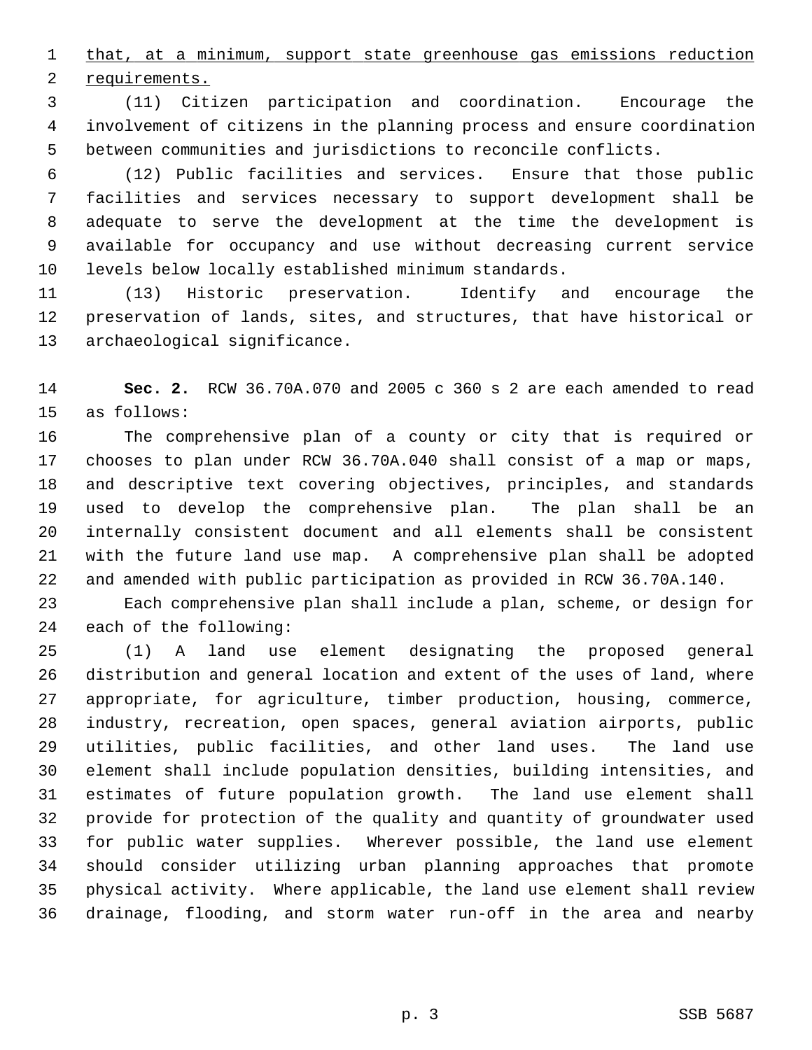that, at a minimum, support state greenhouse gas emissions reduction requirements.

(11) Citizen participation and coordination. Encourage the involvement of citizens in the planning process and ensure coordination between communities and jurisdictions to reconcile conflicts.

(12) Public facilities and services. Ensure that those public facilities and services necessary to support development shall be adequate to serve the development at the time the development is available for occupancy and use without decreasing current service levels below locally established minimum standards.

(13) Historic preservation. Identify and encourage the preservation of lands, sites, and structures, that have historical or archaeological significance.

**Sec. 2.** RCW 36.70A.070 and 2005 c 360 s 2 are each amended to read as follows:

The comprehensive plan of a county or city that is required or chooses to plan under RCW 36.70A.040 shall consist of a map or maps, and descriptive text covering objectives, principles, and standards used to develop the comprehensive plan. The plan shall be an internally consistent document and all elements shall be consistent with the future land use map. A comprehensive plan shall be adopted and amended with public participation as provided in RCW 36.70A.140.

Each comprehensive plan shall include a plan, scheme, or design for each of the following:

(1) A land use element designating the proposed general distribution and general location and extent of the uses of land, where appropriate, for agriculture, timber production, housing, commerce, industry, recreation, open spaces, general aviation airports, public utilities, public facilities, and other land uses. The land use element shall include population densities, building intensities, and estimates of future population growth. The land use element shall provide for protection of the quality and quantity of groundwater used for public water supplies. Wherever possible, the land use element should consider utilizing urban planning approaches that promote physical activity. Where applicable, the land use element shall review drainage, flooding, and storm water run-off in the area and nearby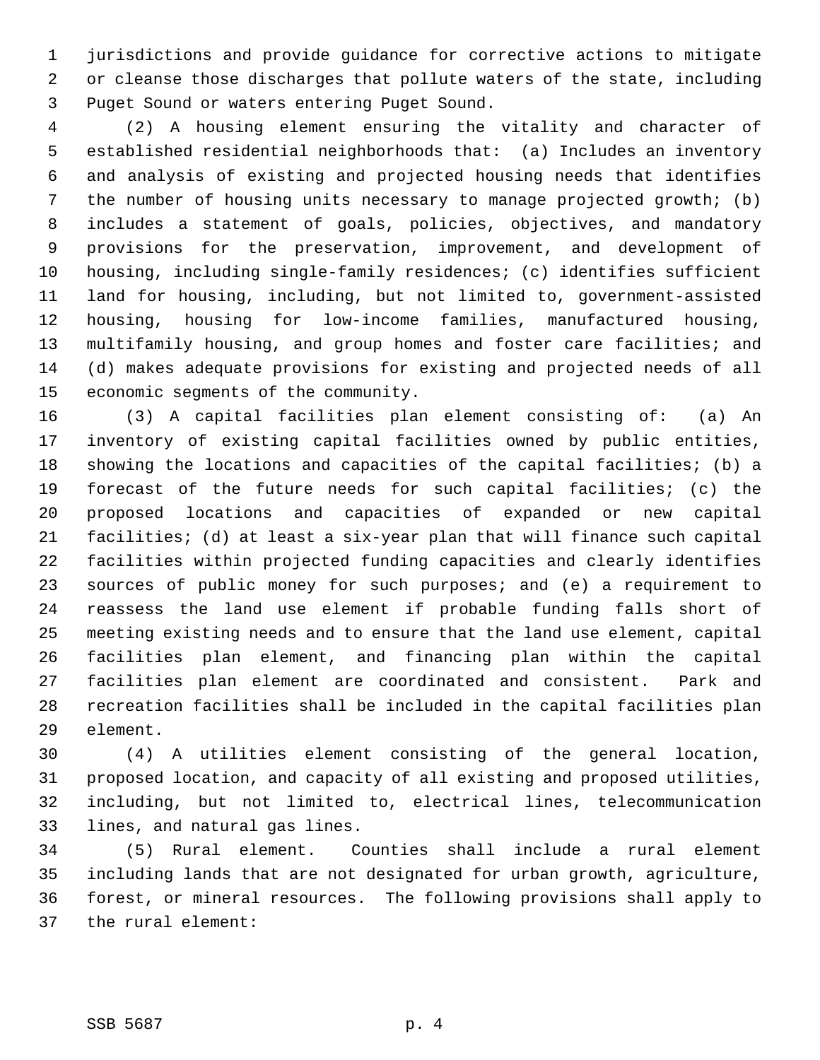jurisdictions and provide guidance for corrective actions to mitigate or cleanse those discharges that pollute waters of the state, including Puget Sound or waters entering Puget Sound.

(2) A housing element ensuring the vitality and character of established residential neighborhoods that: (a) Includes an inventory and analysis of existing and projected housing needs that identifies the number of housing units necessary to manage projected growth; (b) includes a statement of goals, policies, objectives, and mandatory provisions for the preservation, improvement, and development of housing, including single-family residences; (c) identifies sufficient land for housing, including, but not limited to, government-assisted housing, housing for low-income families, manufactured housing, multifamily housing, and group homes and foster care facilities; and (d) makes adequate provisions for existing and projected needs of all economic segments of the community.

(3) A capital facilities plan element consisting of: (a) An inventory of existing capital facilities owned by public entities, showing the locations and capacities of the capital facilities; (b) a forecast of the future needs for such capital facilities; (c) the proposed locations and capacities of expanded or new capital facilities; (d) at least a six-year plan that will finance such capital facilities within projected funding capacities and clearly identifies sources of public money for such purposes; and (e) a requirement to reassess the land use element if probable funding falls short of meeting existing needs and to ensure that the land use element, capital facilities plan element, and financing plan within the capital facilities plan element are coordinated and consistent. Park and recreation facilities shall be included in the capital facilities plan element.

(4) A utilities element consisting of the general location, proposed location, and capacity of all existing and proposed utilities, including, but not limited to, electrical lines, telecommunication lines, and natural gas lines.

(5) Rural element. Counties shall include a rural element including lands that are not designated for urban growth, agriculture, forest, or mineral resources. The following provisions shall apply to the rural element: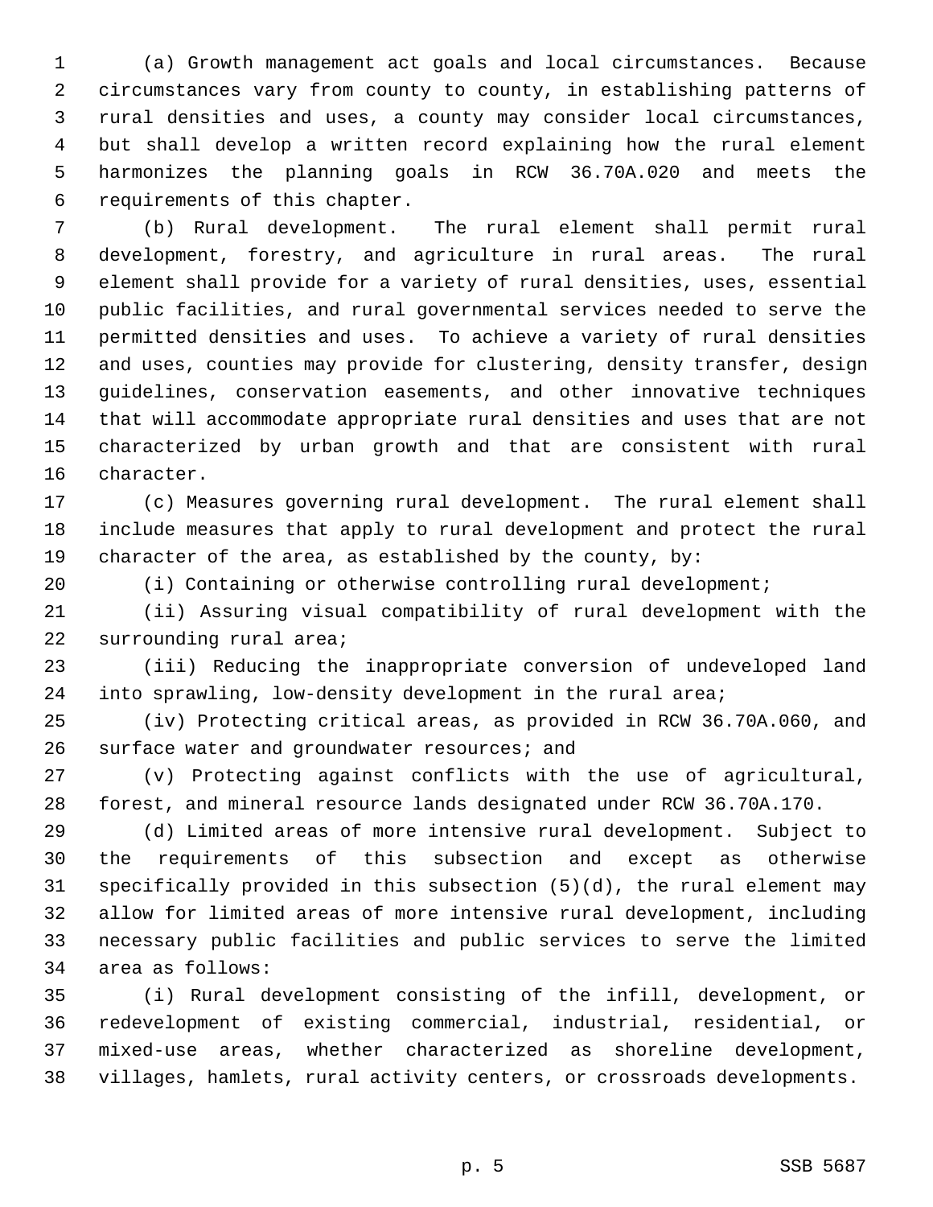(a) Growth management act goals and local circumstances. Because circumstances vary from county to county, in establishing patterns of rural densities and uses, a county may consider local circumstances, but shall develop a written record explaining how the rural element harmonizes the planning goals in RCW 36.70A.020 and meets the requirements of this chapter.

(b) Rural development. The rural element shall permit rural development, forestry, and agriculture in rural areas. The rural element shall provide for a variety of rural densities, uses, essential public facilities, and rural governmental services needed to serve the permitted densities and uses. To achieve a variety of rural densities and uses, counties may provide for clustering, density transfer, design guidelines, conservation easements, and other innovative techniques that will accommodate appropriate rural densities and uses that are not characterized by urban growth and that are consistent with rural character.

(c) Measures governing rural development. The rural element shall include measures that apply to rural development and protect the rural character of the area, as established by the county, by:

(i) Containing or otherwise controlling rural development;

(ii) Assuring visual compatibility of rural development with the surrounding rural area;

(iii) Reducing the inappropriate conversion of undeveloped land into sprawling, low-density development in the rural area;

(iv) Protecting critical areas, as provided in RCW 36.70A.060, and surface water and groundwater resources; and

(v) Protecting against conflicts with the use of agricultural, forest, and mineral resource lands designated under RCW 36.70A.170.

(d) Limited areas of more intensive rural development. Subject to the requirements of this subsection and except as otherwise specifically provided in this subsection (5)(d), the rural element may allow for limited areas of more intensive rural development, including necessary public facilities and public services to serve the limited area as follows:

(i) Rural development consisting of the infill, development, or redevelopment of existing commercial, industrial, residential, or mixed-use areas, whether characterized as shoreline development, villages, hamlets, rural activity centers, or crossroads developments.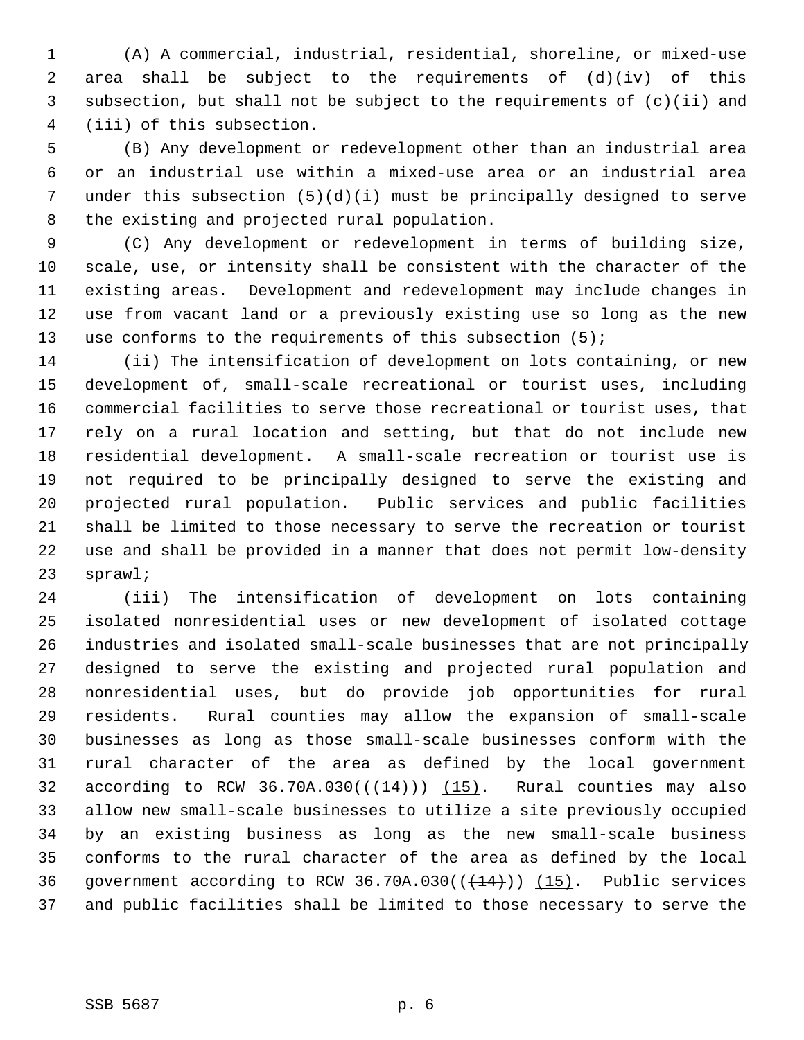(A) A commercial, industrial, residential, shoreline, or mixed-use area shall be subject to the requirements of (d)(iv) of this subsection, but shall not be subject to the requirements of (c)(ii) and (iii) of this subsection.

(B) Any development or redevelopment other than an industrial area or an industrial use within a mixed-use area or an industrial area under this subsection (5)(d)(i) must be principally designed to serve the existing and projected rural population.

(C) Any development or redevelopment in terms of building size, scale, use, or intensity shall be consistent with the character of the existing areas. Development and redevelopment may include changes in use from vacant land or a previously existing use so long as the new use conforms to the requirements of this subsection (5);

(ii) The intensification of development on lots containing, or new development of, small-scale recreational or tourist uses, including commercial facilities to serve those recreational or tourist uses, that rely on a rural location and setting, but that do not include new residential development. A small-scale recreation or tourist use is not required to be principally designed to serve the existing and projected rural population. Public services and public facilities shall be limited to those necessary to serve the recreation or tourist use and shall be provided in a manner that does not permit low-density sprawl;

(iii) The intensification of development on lots containing isolated nonresidential uses or new development of isolated cottage industries and isolated small-scale businesses that are not principally designed to serve the existing and projected rural population and nonresidential uses, but do provide job opportunities for rural residents. Rural counties may allow the expansion of small-scale businesses as long as those small-scale businesses conform with the rural character of the area as defined by the local government according to RCW 36.70A.030(( ~~(14)~~ )) <u>(15)</u>. Rural counties may also allow new small-scale businesses to utilize a site previously occupied by an existing business as long as the new small-scale business conforms to the rural character of the area as defined by the local government according to RCW 36.70A.030(( ~~(14)~~ )) <u>(15)</u>. Public services and public facilities shall be limited to those necessary to serve the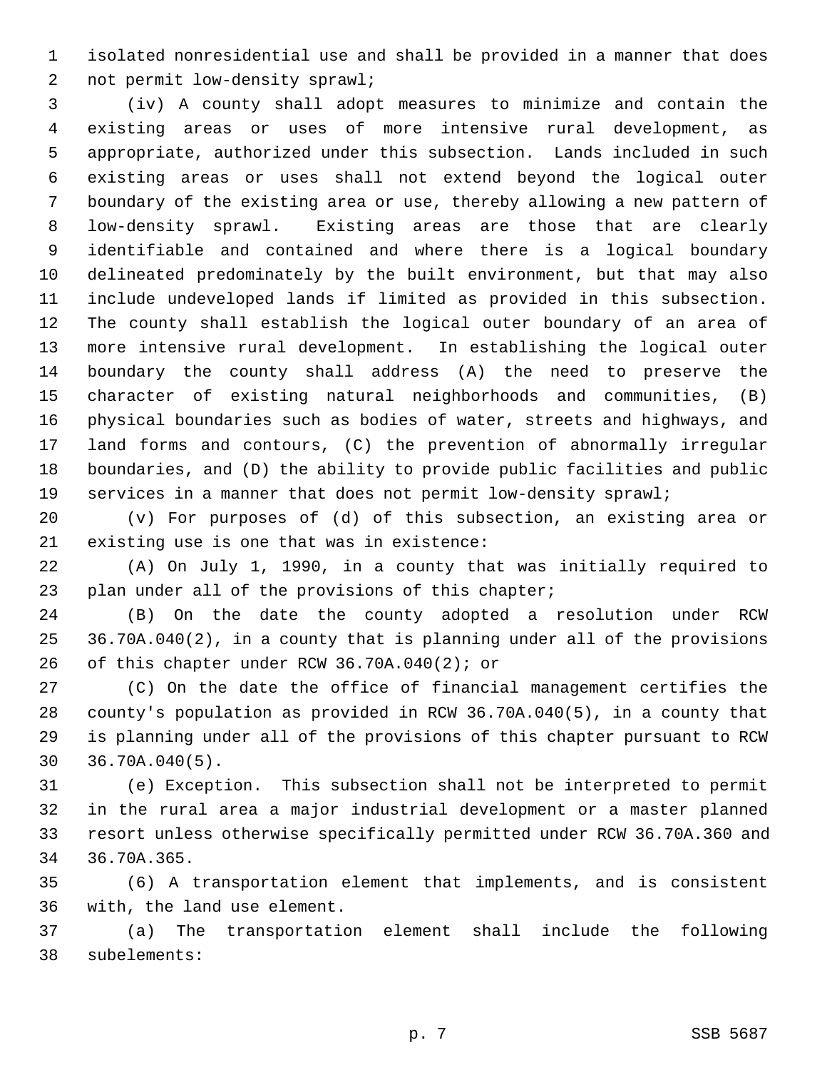isolated nonresidential use and shall be provided in a manner that does not permit low-density sprawl;

(iv) A county shall adopt measures to minimize and contain the existing areas or uses of more intensive rural development, as appropriate, authorized under this subsection. Lands included in such existing areas or uses shall not extend beyond the logical outer boundary of the existing area or use, thereby allowing a new pattern of low-density sprawl. Existing areas are those that are clearly identifiable and contained and where there is a logical boundary delineated predominately by the built environment, but that may also include undeveloped lands if limited as provided in this subsection. The county shall establish the logical outer boundary of an area of more intensive rural development. In establishing the logical outer boundary the county shall address (A) the need to preserve the character of existing natural neighborhoods and communities, (B) physical boundaries such as bodies of water, streets and highways, and land forms and contours, (C) the prevention of abnormally irregular boundaries, and (D) the ability to provide public facilities and public services in a manner that does not permit low-density sprawl;

(v) For purposes of (d) of this subsection, an existing area or existing use is one that was in existence:

(A) On July 1, 1990, in a county that was initially required to plan under all of the provisions of this chapter;

(B) On the date the county adopted a resolution under RCW 36.70A.040(2), in a county that is planning under all of the provisions of this chapter under RCW 36.70A.040(2); or

(C) On the date the office of financial management certifies the county's population as provided in RCW 36.70A.040(5), in a county that is planning under all of the provisions of this chapter pursuant to RCW 36.70A.040(5).

(e) Exception. This subsection shall not be interpreted to permit in the rural area a major industrial development or a master planned resort unless otherwise specifically permitted under RCW 36.70A.360 and 36.70A.365.

(6) A transportation element that implements, and is consistent with, the land use element.

(a) The transportation element shall include the following subelements: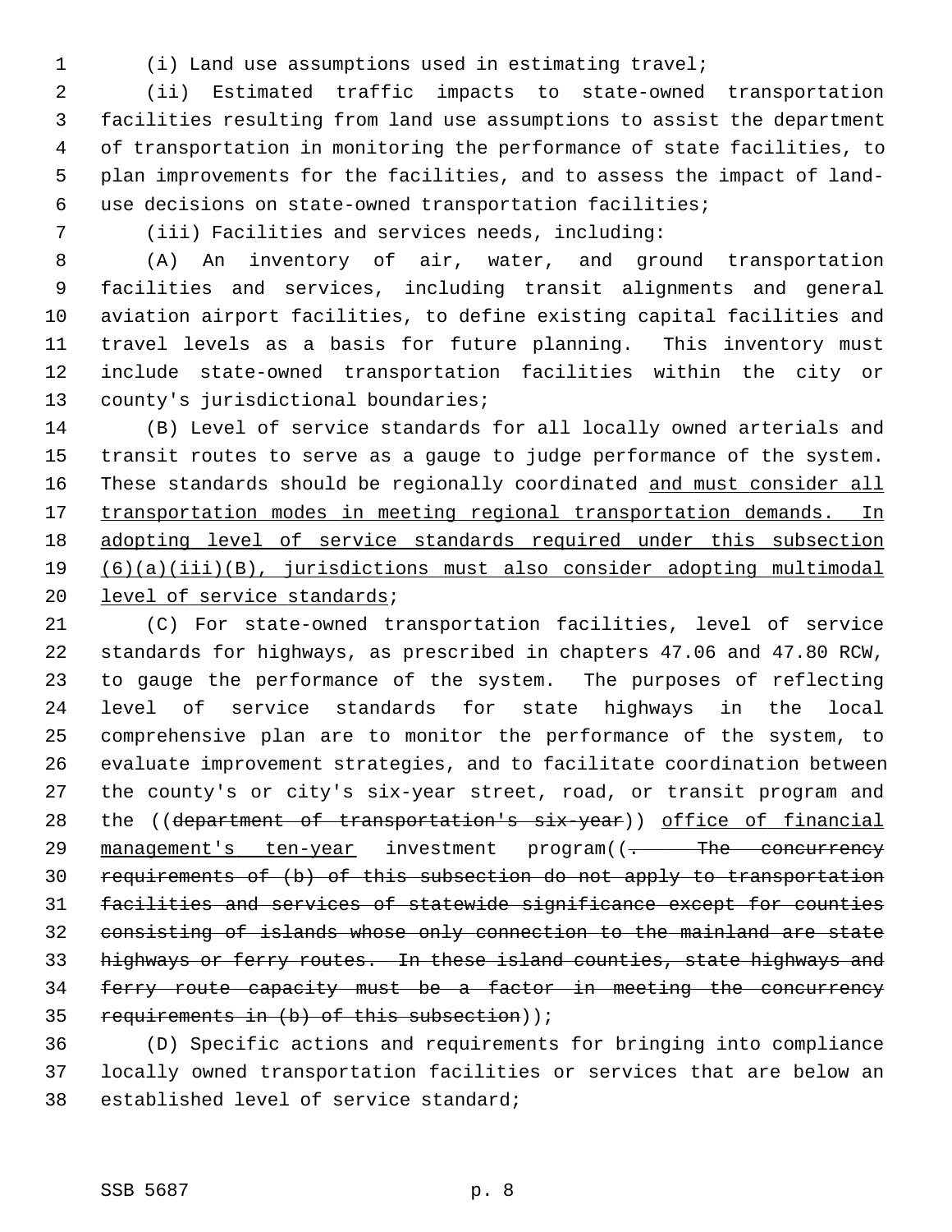(i) Land use assumptions used in estimating travel;

(ii) Estimated traffic impacts to state-owned transportation facilities resulting from land use assumptions to assist the department of transportation in monitoring the performance of state facilities, to plan improvements for the facilities, and to assess the impact of land-use decisions on state-owned transportation facilities;

(iii) Facilities and services needs, including:

(A) An inventory of air, water, and ground transportation facilities and services, including transit alignments and general aviation airport facilities, to define existing capital facilities and travel levels as a basis for future planning. This inventory must include state-owned transportation facilities within the city or county's jurisdictional boundaries;

(B) Level of service standards for all locally owned arterials and transit routes to serve as a gauge to judge performance of the system. These standards should be regionally coordinated <u>and must consider all transportation modes in meeting regional transportation demands. In adopting level of service standards required under this subsection (6)(a)(iii)(B), jurisdictions must also consider adopting multimodal level of service standards</u>;

(C) For state-owned transportation facilities, level of service standards for highways, as prescribed in chapters 47.06 and 47.80 RCW, to gauge the performance of the system. The purposes of reflecting level of service standards for state highways in the local comprehensive plan are to monitor the performance of the system, to evaluate improvement strategies, and to facilitate coordination between the county's or city's six-year street, road, or transit program and the ((~~department of transportation's six-year~~)) <u>office of financial management's ten-year</u> investment program((~~. The concurrency requirements of (b) of this subsection do not apply to transportation facilities and services of statewide significance except for counties consisting of islands whose only connection to the mainland are state highways or ferry routes. In these island counties, state highways and ferry route capacity must be a factor in meeting the concurrency requirements in (b) of this subsection~~));

(D) Specific actions and requirements for bringing into compliance locally owned transportation facilities or services that are below an established level of service standard;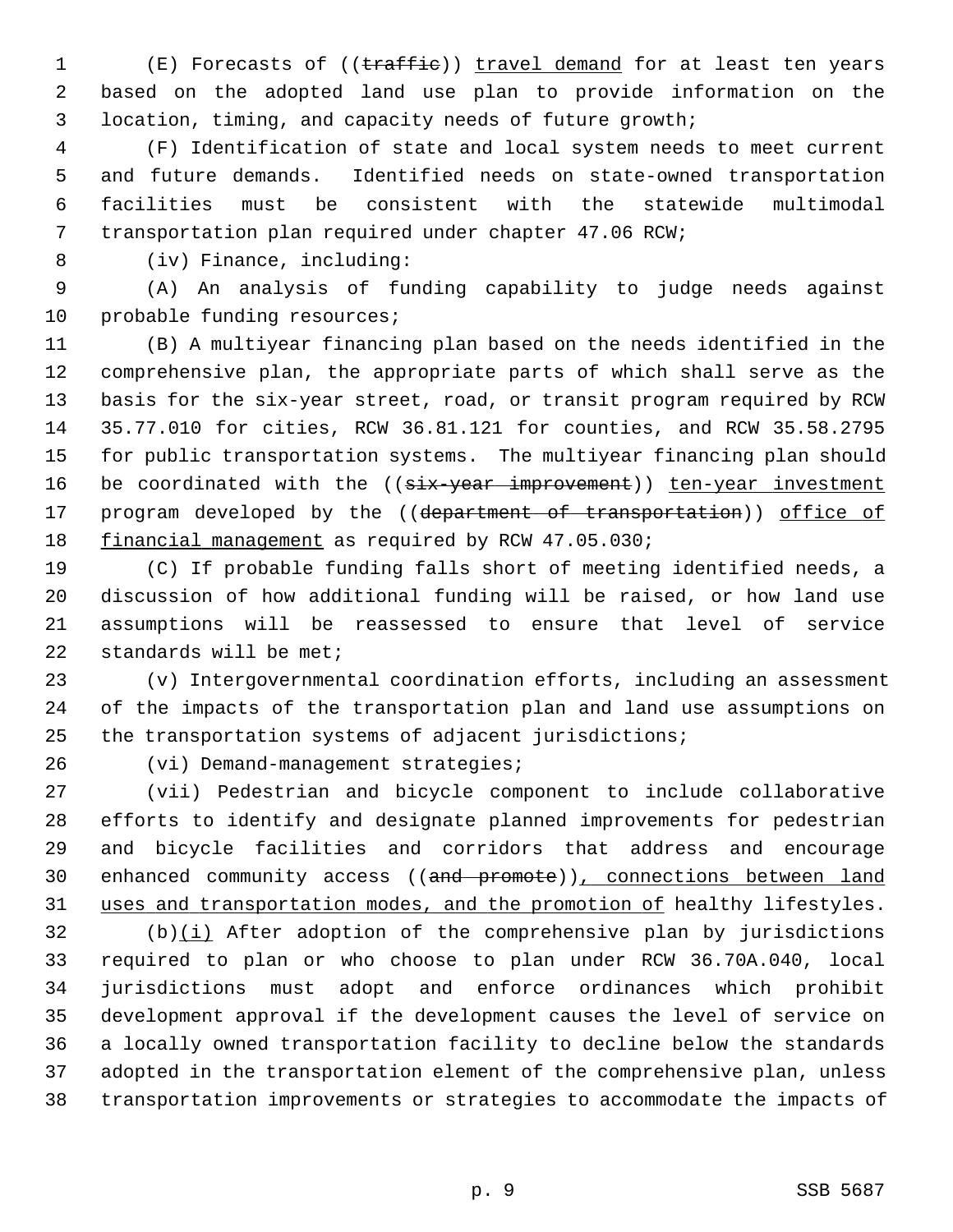(E) Forecasts of ((~~traffic~~)) <u>travel demand</u> for at least ten years based on the adopted land use plan to provide information on the location, timing, and capacity needs of future growth;

(F) Identification of state and local system needs to meet current and future demands. Identified needs on state-owned transportation facilities must be consistent with the statewide multimodal transportation plan required under chapter 47.06 RCW;

(iv) Finance, including:

(A) An analysis of funding capability to judge needs against probable funding resources;

(B) A multiyear financing plan based on the needs identified in the comprehensive plan, the appropriate parts of which shall serve as the basis for the six-year street, road, or transit program required by RCW 35.77.010 for cities, RCW 36.81.121 for counties, and RCW 35.58.2795 for public transportation systems. The multiyear financing plan should be coordinated with the ((~~six-year improvement~~)) <u>ten-year investment</u> program developed by the ((~~department of transportation~~)) <u>office of financial management</u> as required by RCW 47.05.030;

(C) If probable funding falls short of meeting identified needs, a discussion of how additional funding will be raised, or how land use assumptions will be reassessed to ensure that level of service standards will be met;

(v) Intergovernmental coordination efforts, including an assessment of the impacts of the transportation plan and land use assumptions on the transportation systems of adjacent jurisdictions;

(vi) Demand-management strategies;

(vii) Pedestrian and bicycle component to include collaborative efforts to identify and designate planned improvements for pedestrian and bicycle facilities and corridors that address and encourage enhanced community access ((~~and promote~~))<u>, connections between land uses and transportation modes, and the promotion of</u> healthy lifestyles.

(b)<u>(i)</u> After adoption of the comprehensive plan by jurisdictions required to plan or who choose to plan under RCW 36.70A.040, local jurisdictions must adopt and enforce ordinances which prohibit development approval if the development causes the level of service on a locally owned transportation facility to decline below the standards adopted in the transportation element of the comprehensive plan, unless transportation improvements or strategies to accommodate the impacts of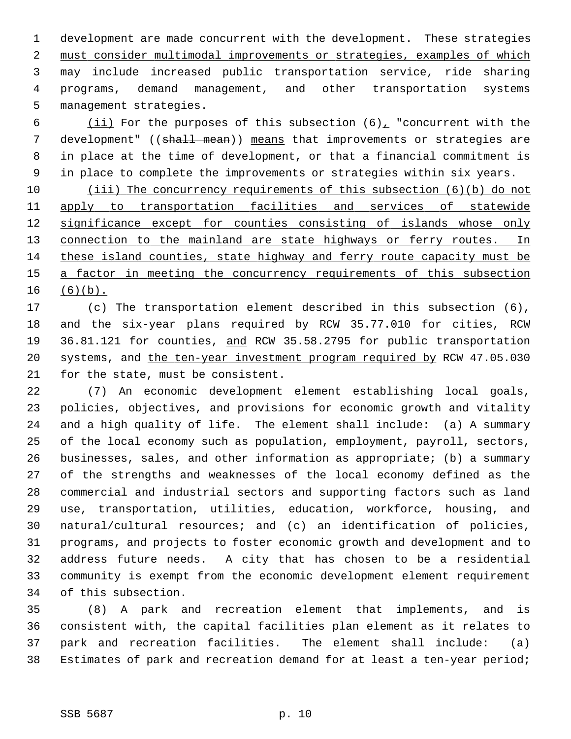development are made concurrent with the development. These strategies must consider multimodal improvements or strategies, examples of which may include increased public transportation service, ride sharing programs, demand management, and other transportation systems management strategies.

(ii) For the purposes of this subsection (6), "concurrent with the development" ((~~shall mean~~)) means that improvements or strategies are in place at the time of development, or that a financial commitment is in place to complete the improvements or strategies within six years.

(iii) The concurrency requirements of this subsection (6)(b) do not apply to transportation facilities and services of statewide significance except for counties consisting of islands whose only connection to the mainland are state highways or ferry routes. In these island counties, state highway and ferry route capacity must be a factor in meeting the concurrency requirements of this subsection (6)(b).

(c) The transportation element described in this subsection (6), and the six-year plans required by RCW 35.77.010 for cities, RCW 36.81.121 for counties, and RCW 35.58.2795 for public transportation systems, and the ten-year investment program required by RCW 47.05.030 for the state, must be consistent.

(7) An economic development element establishing local goals, policies, objectives, and provisions for economic growth and vitality and a high quality of life. The element shall include: (a) A summary of the local economy such as population, employment, payroll, sectors, businesses, sales, and other information as appropriate; (b) a summary of the strengths and weaknesses of the local economy defined as the commercial and industrial sectors and supporting factors such as land use, transportation, utilities, education, workforce, housing, and natural/cultural resources; and (c) an identification of policies, programs, and projects to foster economic growth and development and to address future needs. A city that has chosen to be a residential community is exempt from the economic development element requirement of this subsection.

(8) A park and recreation element that implements, and is consistent with, the capital facilities plan element as it relates to park and recreation facilities. The element shall include: (a) Estimates of park and recreation demand for at least a ten-year period;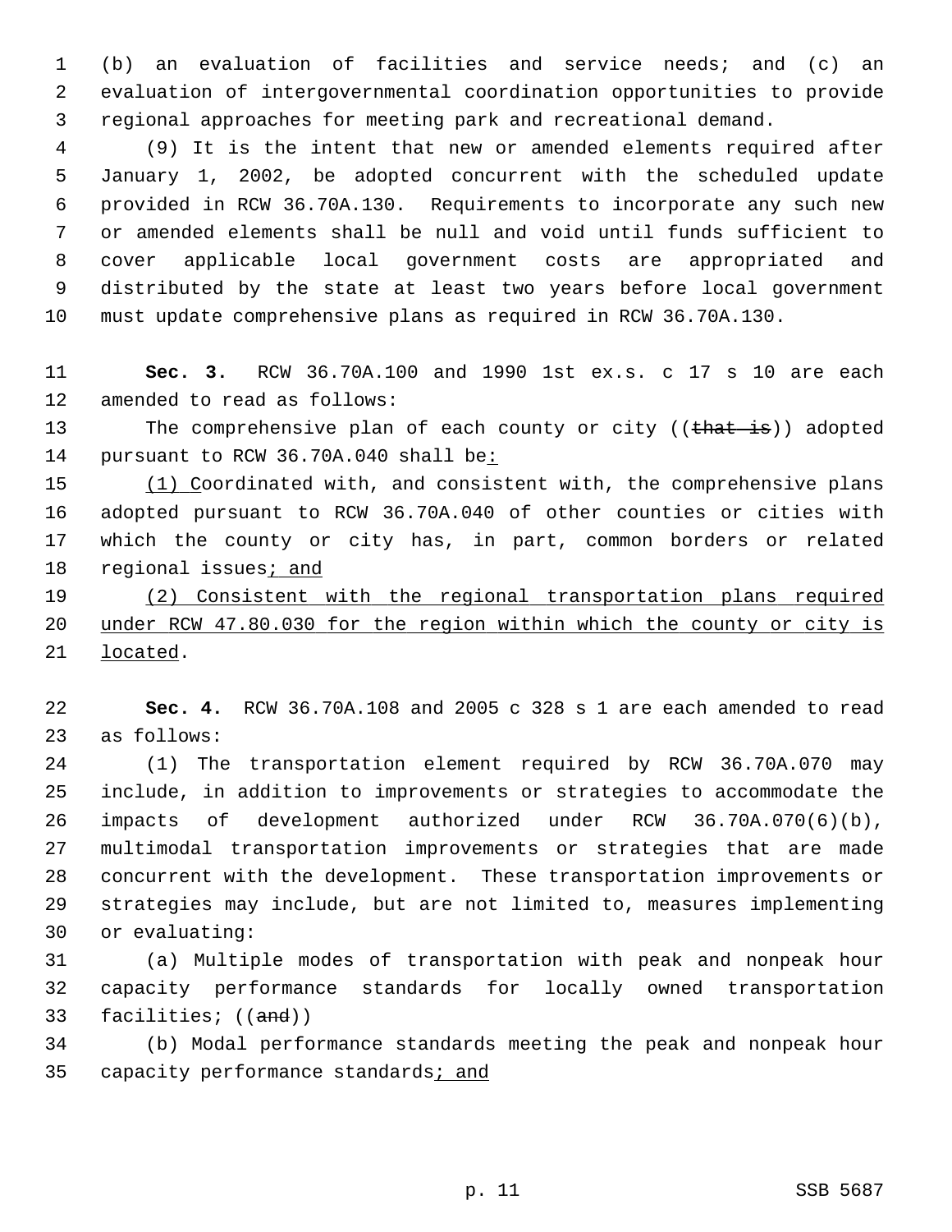(b) an evaluation of facilities and service needs; and (c) an evaluation of intergovernmental coordination opportunities to provide regional approaches for meeting park and recreational demand.

(9) It is the intent that new or amended elements required after January 1, 2002, be adopted concurrent with the scheduled update provided in RCW 36.70A.130. Requirements to incorporate any such new or amended elements shall be null and void until funds sufficient to cover applicable local government costs are appropriated and distributed by the state at least two years before local government must update comprehensive plans as required in RCW 36.70A.130.

**Sec. 3.** RCW 36.70A.100 and 1990 1st ex.s. c 17 s 10 are each amended to read as follows:

The comprehensive plan of each county or city ((~~that is~~)) adopted pursuant to RCW 36.70A.040 shall be<u>:</u>

<u>(1) C</u>oordinated with, and consistent with, the comprehensive plans adopted pursuant to RCW 36.70A.040 of other counties or cities with which the county or city has, in part, common borders or related regional issues<u>; and</u>

<u>(2) Consistent with the regional transportation plans required under RCW 47.80.030 for the region within which the county or city is located</u>.

**Sec. 4.** RCW 36.70A.108 and 2005 c 328 s 1 are each amended to read as follows:

(1) The transportation element required by RCW 36.70A.070 may include, in addition to improvements or strategies to accommodate the impacts of development authorized under RCW 36.70A.070(6)(b), multimodal transportation improvements or strategies that are made concurrent with the development. These transportation improvements or strategies may include, but are not limited to, measures implementing or evaluating:

(a) Multiple modes of transportation with peak and nonpeak hour capacity performance standards for locally owned transportation facilities; ((~~and~~))

(b) Modal performance standards meeting the peak and nonpeak hour capacity performance standards<u>; and</u>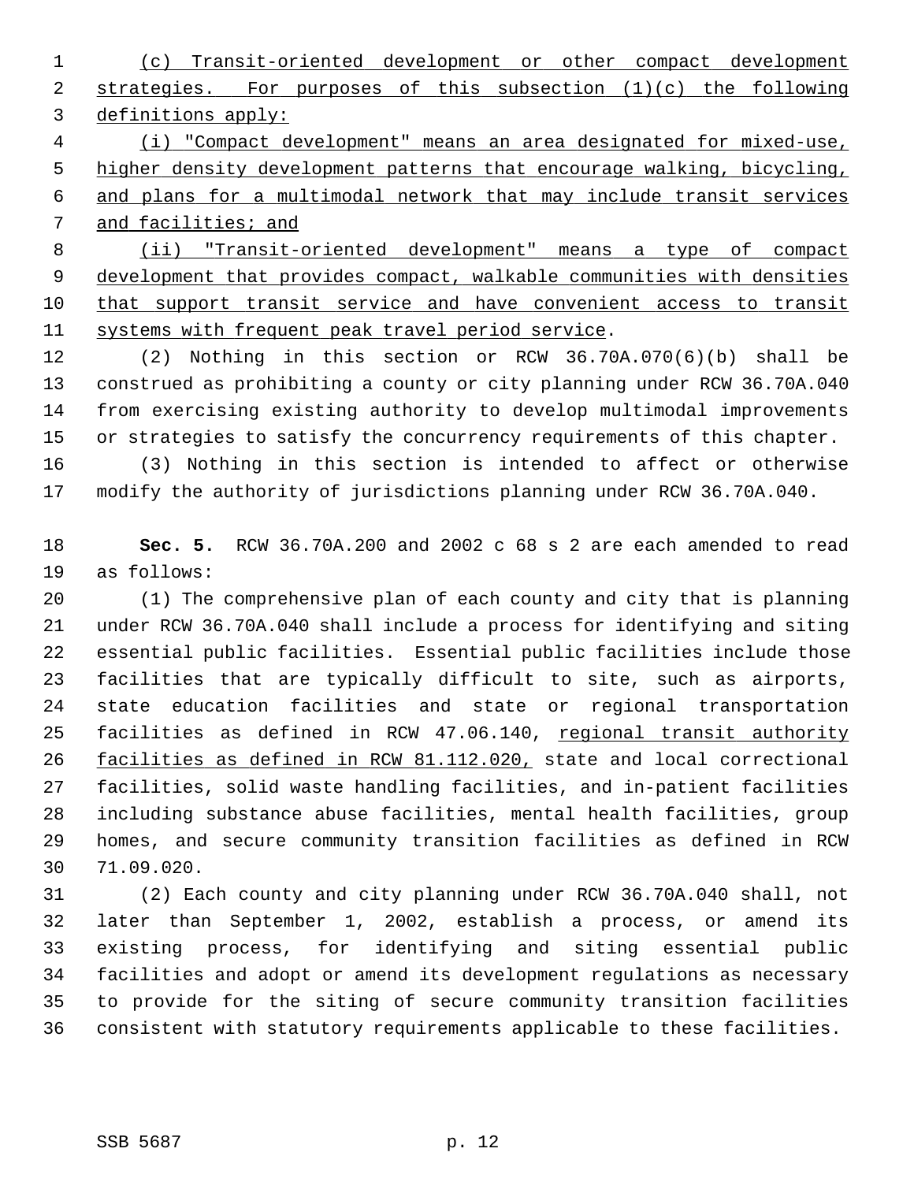(c) Transit-oriented development or other compact development strategies. For purposes of this subsection (1)(c) the following definitions apply:

(i) "Compact development" means an area designated for mixed-use, higher density development patterns that encourage walking, bicycling, and plans for a multimodal network that may include transit services and facilities; and

(ii) "Transit-oriented development" means a type of compact development that provides compact, walkable communities with densities that support transit service and have convenient access to transit systems with frequent peak travel period service.

(2) Nothing in this section or RCW 36.70A.070(6)(b) shall be construed as prohibiting a county or city planning under RCW 36.70A.040 from exercising existing authority to develop multimodal improvements or strategies to satisfy the concurrency requirements of this chapter.

(3) Nothing in this section is intended to affect or otherwise modify the authority of jurisdictions planning under RCW 36.70A.040.

**Sec. 5.** RCW 36.70A.200 and 2002 c 68 s 2 are each amended to read as follows:

(1) The comprehensive plan of each county and city that is planning under RCW 36.70A.040 shall include a process for identifying and siting essential public facilities. Essential public facilities include those facilities that are typically difficult to site, such as airports, state education facilities and state or regional transportation facilities as defined in RCW 47.06.140, regional transit authority facilities as defined in RCW 81.112.020, state and local correctional facilities, solid waste handling facilities, and in-patient facilities including substance abuse facilities, mental health facilities, group homes, and secure community transition facilities as defined in RCW 71.09.020.

(2) Each county and city planning under RCW 36.70A.040 shall, not later than September 1, 2002, establish a process, or amend its existing process, for identifying and siting essential public facilities and adopt or amend its development regulations as necessary to provide for the siting of secure community transition facilities consistent with statutory requirements applicable to these facilities.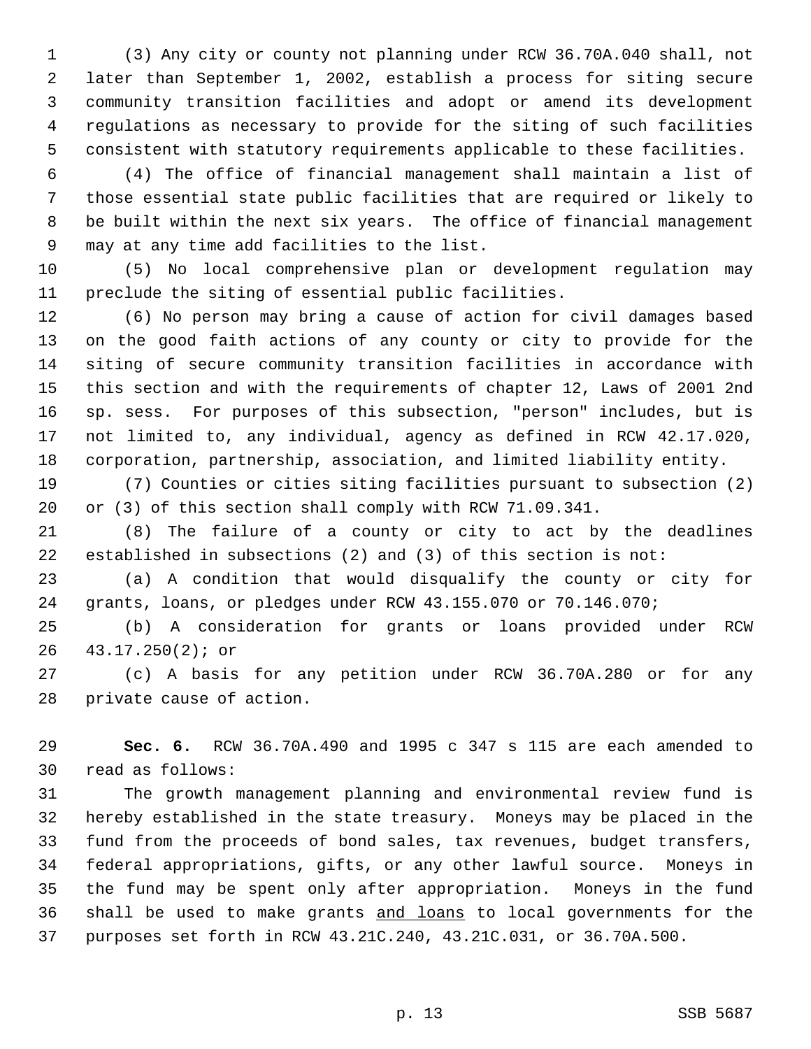(3) Any city or county not planning under RCW 36.70A.040 shall, not later than September 1, 2002, establish a process for siting secure community transition facilities and adopt or amend its development regulations as necessary to provide for the siting of such facilities consistent with statutory requirements applicable to these facilities.

(4) The office of financial management shall maintain a list of those essential state public facilities that are required or likely to be built within the next six years. The office of financial management may at any time add facilities to the list.

(5) No local comprehensive plan or development regulation may preclude the siting of essential public facilities.

(6) No person may bring a cause of action for civil damages based on the good faith actions of any county or city to provide for the siting of secure community transition facilities in accordance with this section and with the requirements of chapter 12, Laws of 2001 2nd sp. sess. For purposes of this subsection, "person" includes, but is not limited to, any individual, agency as defined in RCW 42.17.020, corporation, partnership, association, and limited liability entity.

(7) Counties or cities siting facilities pursuant to subsection (2) or (3) of this section shall comply with RCW 71.09.341.

(8) The failure of a county or city to act by the deadlines established in subsections (2) and (3) of this section is not:

(a) A condition that would disqualify the county or city for grants, loans, or pledges under RCW 43.155.070 or 70.146.070;

(b) A consideration for grants or loans provided under RCW 43.17.250(2); or

(c) A basis for any petition under RCW 36.70A.280 or for any private cause of action.

**Sec. 6.** RCW 36.70A.490 and 1995 c 347 s 115 are each amended to read as follows:

The growth management planning and environmental review fund is hereby established in the state treasury. Moneys may be placed in the fund from the proceeds of bond sales, tax revenues, budget transfers, federal appropriations, gifts, or any other lawful source. Moneys in the fund may be spent only after appropriation. Moneys in the fund shall be used to make grants <u>and loans</u> to local governments for the purposes set forth in RCW 43.21C.240, 43.21C.031, or 36.70A.500.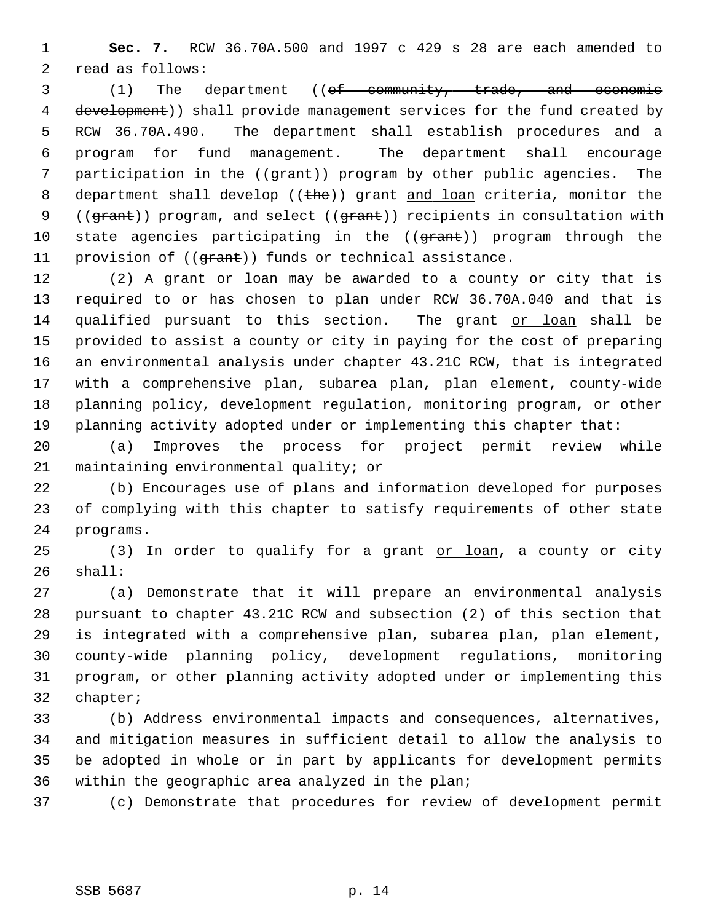**Sec. 7.** RCW 36.70A.500 and 1997 c 429 s 28 are each amended to read as follows:

(1) The department ((~~of community, trade, and economic development~~)) shall provide management services for the fund created by RCW 36.70A.490. The department shall establish procedures and a program for fund management. The department shall encourage participation in the ((~~grant~~)) program by other public agencies. The department shall develop ((~~the~~)) grant and loan criteria, monitor the ((~~grant~~)) program, and select ((~~grant~~)) recipients in consultation with state agencies participating in the ((~~grant~~)) program through the provision of ((~~grant~~)) funds or technical assistance.

(2) A grant or loan may be awarded to a county or city that is required to or has chosen to plan under RCW 36.70A.040 and that is qualified pursuant to this section. The grant or loan shall be provided to assist a county or city in paying for the cost of preparing an environmental analysis under chapter 43.21C RCW, that is integrated with a comprehensive plan, subarea plan, plan element, county-wide planning policy, development regulation, monitoring program, or other planning activity adopted under or implementing this chapter that:

(a) Improves the process for project permit review while maintaining environmental quality; or

(b) Encourages use of plans and information developed for purposes of complying with this chapter to satisfy requirements of other state programs.

(3) In order to qualify for a grant or loan, a county or city shall:

(a) Demonstrate that it will prepare an environmental analysis pursuant to chapter 43.21C RCW and subsection (2) of this section that is integrated with a comprehensive plan, subarea plan, plan element, county-wide planning policy, development regulations, monitoring program, or other planning activity adopted under or implementing this chapter;

(b) Address environmental impacts and consequences, alternatives, and mitigation measures in sufficient detail to allow the analysis to be adopted in whole or in part by applicants for development permits within the geographic area analyzed in the plan;

(c) Demonstrate that procedures for review of development permit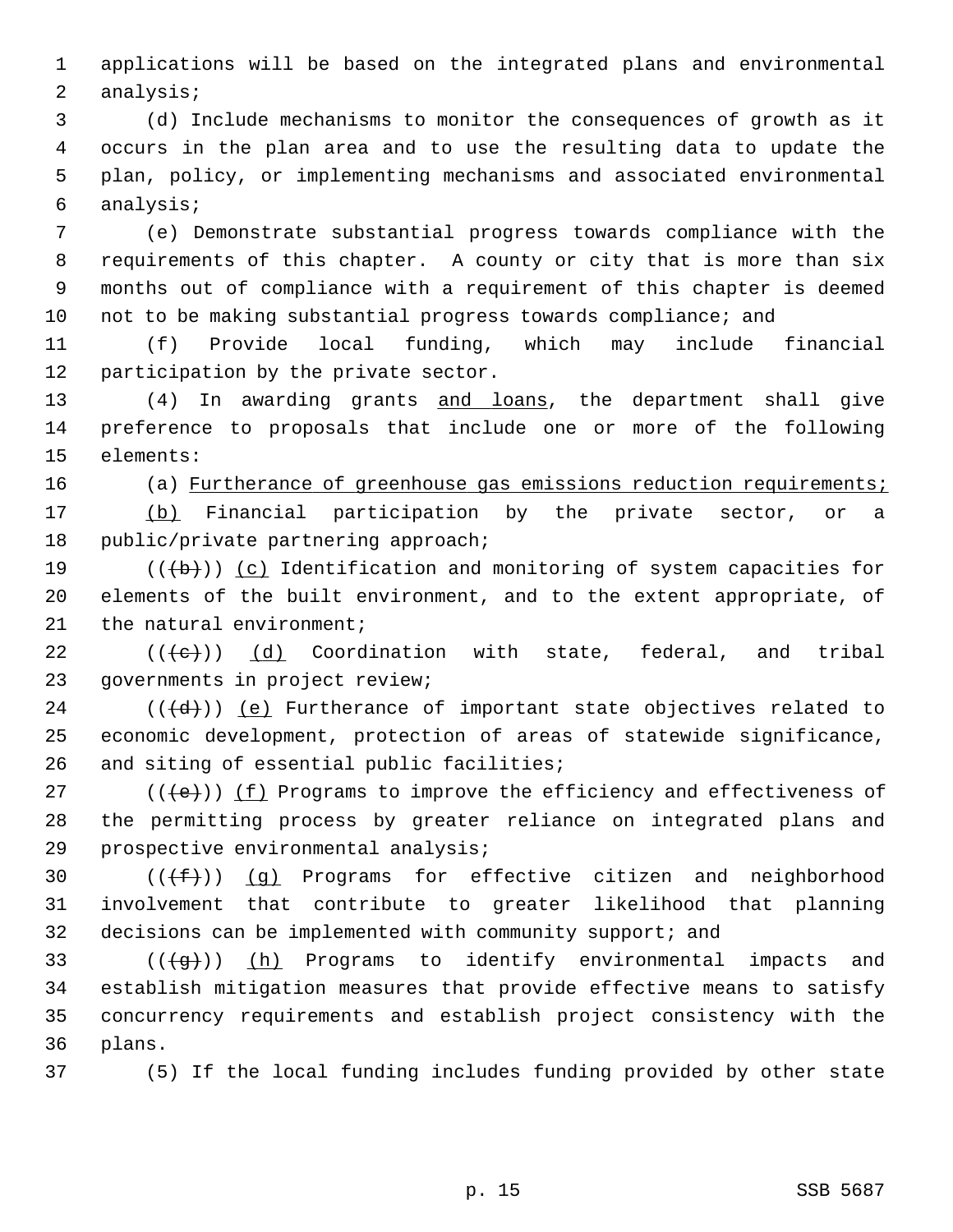applications will be based on the integrated plans and environmental analysis;

(d) Include mechanisms to monitor the consequences of growth as it occurs in the plan area and to use the resulting data to update the plan, policy, or implementing mechanisms and associated environmental analysis;

(e) Demonstrate substantial progress towards compliance with the requirements of this chapter. A county or city that is more than six months out of compliance with a requirement of this chapter is deemed not to be making substantial progress towards compliance; and

(f) Provide local funding, which may include financial participation by the private sector.

(4) In awarding grants <u>and loans</u>, the department shall give preference to proposals that include one or more of the following elements:

(a) <u>Furtherance of greenhouse gas emissions reduction requirements;</u>

<u>(b)</u> Financial participation by the private sector, or a public/private partnering approach;

((~~(b)~~)) <u>(c)</u> Identification and monitoring of system capacities for elements of the built environment, and to the extent appropriate, of the natural environment;

((~~(c)~~)) <u>(d)</u> Coordination with state, federal, and tribal governments in project review;

((~~(d)~~)) <u>(e)</u> Furtherance of important state objectives related to economic development, protection of areas of statewide significance, and siting of essential public facilities;

((~~(e)~~)) <u>(f)</u> Programs to improve the efficiency and effectiveness of the permitting process by greater reliance on integrated plans and prospective environmental analysis;

((~~(f)~~)) <u>(g)</u> Programs for effective citizen and neighborhood involvement that contribute to greater likelihood that planning decisions can be implemented with community support; and

((~~(g)~~)) <u>(h)</u> Programs to identify environmental impacts and establish mitigation measures that provide effective means to satisfy concurrency requirements and establish project consistency with the plans.

(5) If the local funding includes funding provided by other state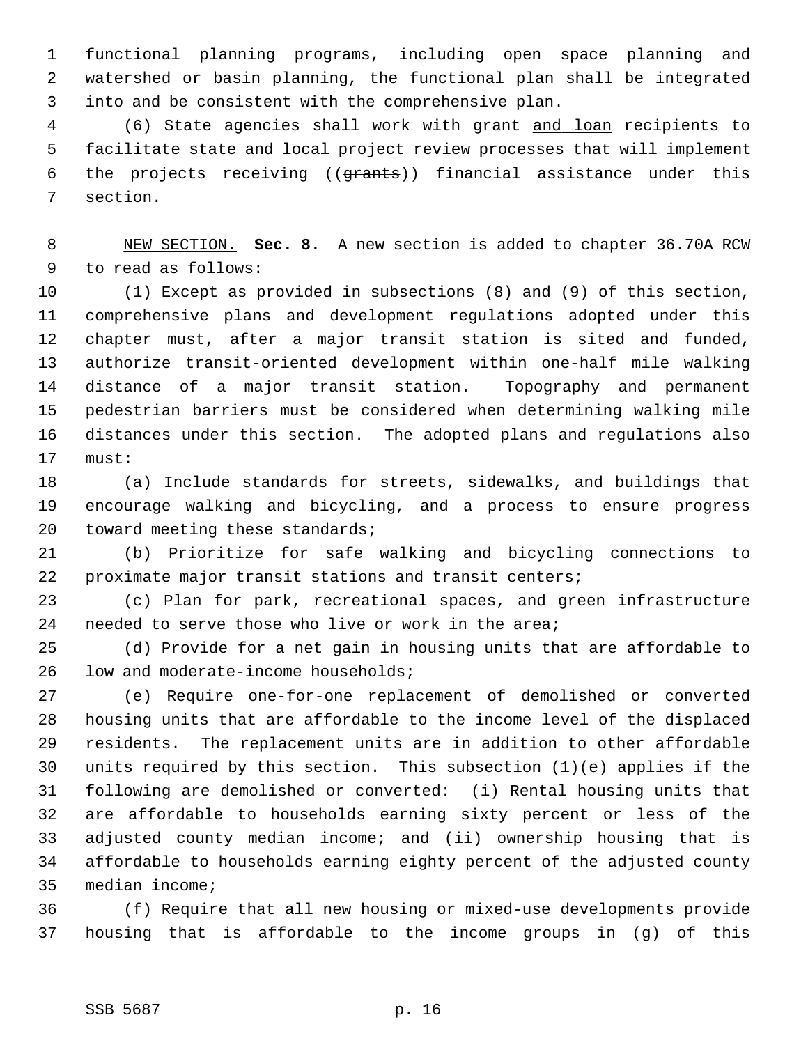functional planning programs, including open space planning and watershed or basin planning, the functional plan shall be integrated into and be consistent with the comprehensive plan.

(6) State agencies shall work with grant and loan recipients to facilitate state and local project review processes that will implement the projects receiving ((~~grants~~)) financial assistance under this section.

NEW SECTION. **Sec. 8.** A new section is added to chapter 36.70A RCW to read as follows:

(1) Except as provided in subsections (8) and (9) of this section, comprehensive plans and development regulations adopted under this chapter must, after a major transit station is sited and funded, authorize transit-oriented development within one-half mile walking distance of a major transit station. Topography and permanent pedestrian barriers must be considered when determining walking mile distances under this section. The adopted plans and regulations also must:

(a) Include standards for streets, sidewalks, and buildings that encourage walking and bicycling, and a process to ensure progress toward meeting these standards;

(b) Prioritize for safe walking and bicycling connections to proximate major transit stations and transit centers;

(c) Plan for park, recreational spaces, and green infrastructure needed to serve those who live or work in the area;

(d) Provide for a net gain in housing units that are affordable to low and moderate-income households;

(e) Require one-for-one replacement of demolished or converted housing units that are affordable to the income level of the displaced residents. The replacement units are in addition to other affordable units required by this section. This subsection (1)(e) applies if the following are demolished or converted: (i) Rental housing units that are affordable to households earning sixty percent or less of the adjusted county median income; and (ii) ownership housing that is affordable to households earning eighty percent of the adjusted county median income;

(f) Require that all new housing or mixed-use developments provide housing that is affordable to the income groups in (g) of this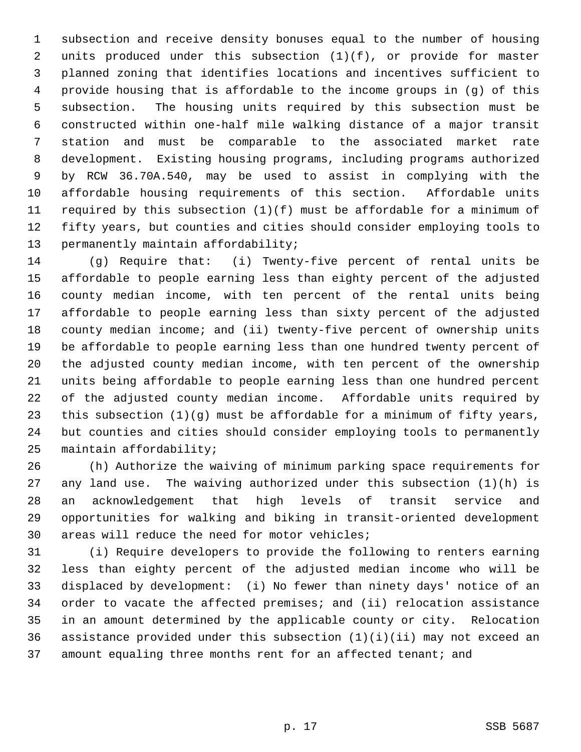subsection and receive density bonuses equal to the number of housing units produced under this subsection (1)(f), or provide for master planned zoning that identifies locations and incentives sufficient to provide housing that is affordable to the income groups in (g) of this subsection. The housing units required by this subsection must be constructed within one-half mile walking distance of a major transit station and must be comparable to the associated market rate development. Existing housing programs, including programs authorized by RCW 36.70A.540, may be used to assist in complying with the affordable housing requirements of this section. Affordable units required by this subsection (1)(f) must be affordable for a minimum of fifty years, but counties and cities should consider employing tools to permanently maintain affordability;

(g) Require that: (i) Twenty-five percent of rental units be affordable to people earning less than eighty percent of the adjusted county median income, with ten percent of the rental units being affordable to people earning less than sixty percent of the adjusted county median income; and (ii) twenty-five percent of ownership units be affordable to people earning less than one hundred twenty percent of the adjusted county median income, with ten percent of the ownership units being affordable to people earning less than one hundred percent of the adjusted county median income. Affordable units required by this subsection (1)(g) must be affordable for a minimum of fifty years, but counties and cities should consider employing tools to permanently maintain affordability;

(h) Authorize the waiving of minimum parking space requirements for any land use. The waiving authorized under this subsection (1)(h) is an acknowledgement that high levels of transit service and opportunities for walking and biking in transit-oriented development areas will reduce the need for motor vehicles;

(i) Require developers to provide the following to renters earning less than eighty percent of the adjusted median income who will be displaced by development: (i) No fewer than ninety days' notice of an order to vacate the affected premises; and (ii) relocation assistance in an amount determined by the applicable county or city. Relocation assistance provided under this subsection (1)(i)(ii) may not exceed an amount equaling three months rent for an affected tenant; and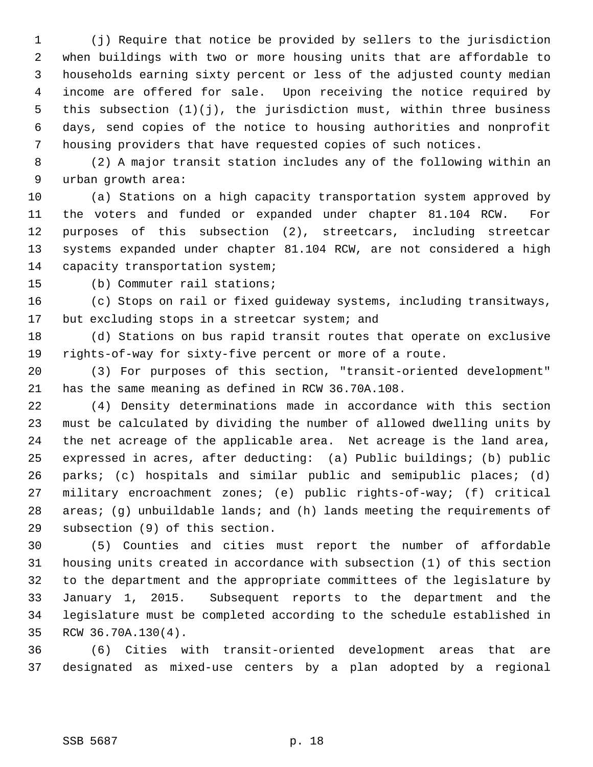(j) Require that notice be provided by sellers to the jurisdiction when buildings with two or more housing units that are affordable to households earning sixty percent or less of the adjusted county median income are offered for sale. Upon receiving the notice required by this subsection (1)(j), the jurisdiction must, within three business days, send copies of the notice to housing authorities and nonprofit housing providers that have requested copies of such notices.

(2) A major transit station includes any of the following within an urban growth area:

(a) Stations on a high capacity transportation system approved by the voters and funded or expanded under chapter 81.104 RCW. For purposes of this subsection (2), streetcars, including streetcar systems expanded under chapter 81.104 RCW, are not considered a high capacity transportation system;

(b) Commuter rail stations;

(c) Stops on rail or fixed guideway systems, including transitways, but excluding stops in a streetcar system; and

(d) Stations on bus rapid transit routes that operate on exclusive rights-of-way for sixty-five percent or more of a route.

(3) For purposes of this section, "transit-oriented development" has the same meaning as defined in RCW 36.70A.108.

(4) Density determinations made in accordance with this section must be calculated by dividing the number of allowed dwelling units by the net acreage of the applicable area. Net acreage is the land area, expressed in acres, after deducting: (a) Public buildings; (b) public parks; (c) hospitals and similar public and semipublic places; (d) military encroachment zones; (e) public rights-of-way; (f) critical areas; (g) unbuildable lands; and (h) lands meeting the requirements of subsection (9) of this section.

(5) Counties and cities must report the number of affordable housing units created in accordance with subsection (1) of this section to the department and the appropriate committees of the legislature by January 1, 2015. Subsequent reports to the department and the legislature must be completed according to the schedule established in RCW 36.70A.130(4).

(6) Cities with transit-oriented development areas that are designated as mixed-use centers by a plan adopted by a regional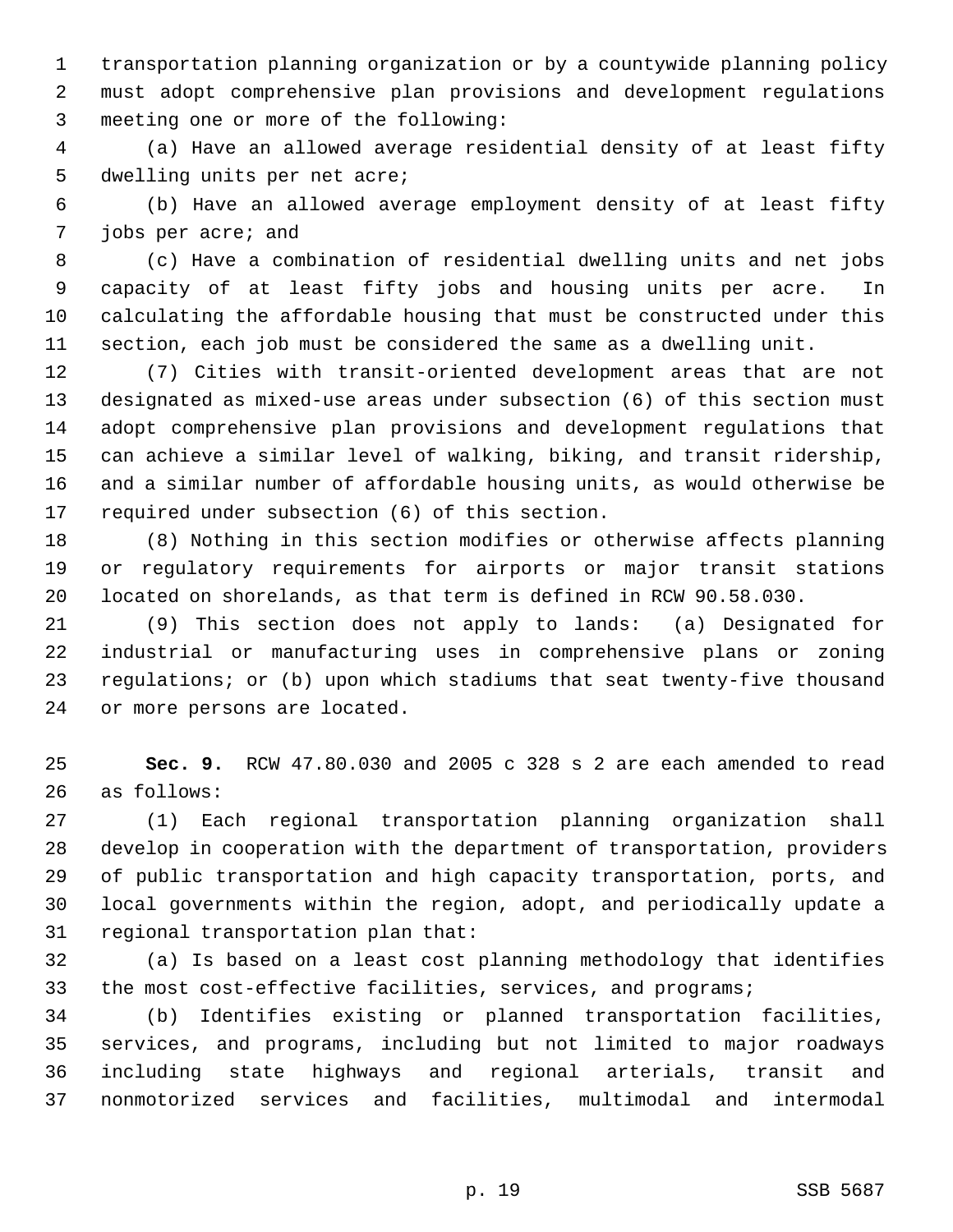transportation planning organization or by a countywide planning policy must adopt comprehensive plan provisions and development regulations meeting one or more of the following:

(a) Have an allowed average residential density of at least fifty dwelling units per net acre;

(b) Have an allowed average employment density of at least fifty jobs per acre; and

(c) Have a combination of residential dwelling units and net jobs capacity of at least fifty jobs and housing units per acre. In calculating the affordable housing that must be constructed under this section, each job must be considered the same as a dwelling unit.

(7) Cities with transit-oriented development areas that are not designated as mixed-use areas under subsection (6) of this section must adopt comprehensive plan provisions and development regulations that can achieve a similar level of walking, biking, and transit ridership, and a similar number of affordable housing units, as would otherwise be required under subsection (6) of this section.

(8) Nothing in this section modifies or otherwise affects planning or regulatory requirements for airports or major transit stations located on shorelands, as that term is defined in RCW 90.58.030.

(9) This section does not apply to lands: (a) Designated for industrial or manufacturing uses in comprehensive plans or zoning regulations; or (b) upon which stadiums that seat twenty-five thousand or more persons are located.

**Sec. 9.** RCW 47.80.030 and 2005 c 328 s 2 are each amended to read as follows:

(1) Each regional transportation planning organization shall develop in cooperation with the department of transportation, providers of public transportation and high capacity transportation, ports, and local governments within the region, adopt, and periodically update a regional transportation plan that:

(a) Is based on a least cost planning methodology that identifies the most cost-effective facilities, services, and programs;

(b) Identifies existing or planned transportation facilities, services, and programs, including but not limited to major roadways including state highways and regional arterials, transit and nonmotorized services and facilities, multimodal and intermodal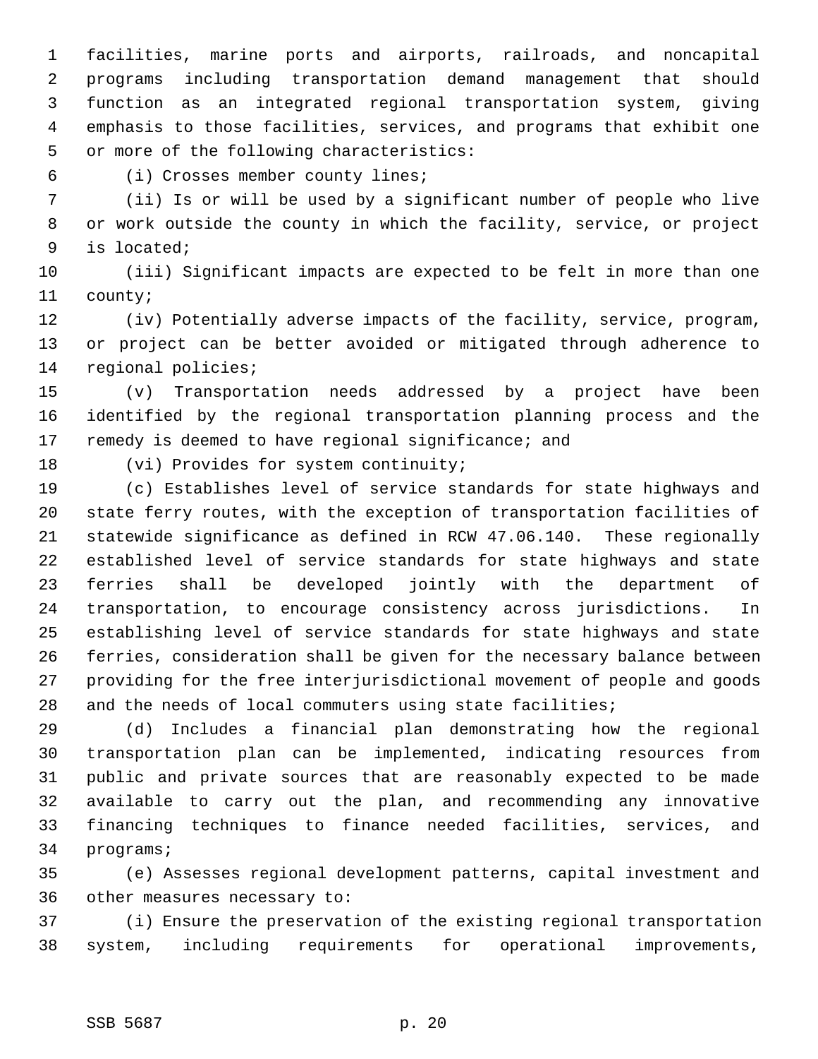facilities, marine ports and airports, railroads, and noncapital programs including transportation demand management that should function as an integrated regional transportation system, giving emphasis to those facilities, services, and programs that exhibit one or more of the following characteristics:

(i) Crosses member county lines;

(ii) Is or will be used by a significant number of people who live or work outside the county in which the facility, service, or project is located;

(iii) Significant impacts are expected to be felt in more than one county;

(iv) Potentially adverse impacts of the facility, service, program, or project can be better avoided or mitigated through adherence to regional policies;

(v) Transportation needs addressed by a project have been identified by the regional transportation planning process and the remedy is deemed to have regional significance; and

(vi) Provides for system continuity;

(c) Establishes level of service standards for state highways and state ferry routes, with the exception of transportation facilities of statewide significance as defined in RCW 47.06.140. These regionally established level of service standards for state highways and state ferries shall be developed jointly with the department of transportation, to encourage consistency across jurisdictions. In establishing level of service standards for state highways and state ferries, consideration shall be given for the necessary balance between providing for the free interjurisdictional movement of people and goods and the needs of local commuters using state facilities;

(d) Includes a financial plan demonstrating how the regional transportation plan can be implemented, indicating resources from public and private sources that are reasonably expected to be made available to carry out the plan, and recommending any innovative financing techniques to finance needed facilities, services, and programs;

(e) Assesses regional development patterns, capital investment and other measures necessary to:

(i) Ensure the preservation of the existing regional transportation system, including requirements for operational improvements,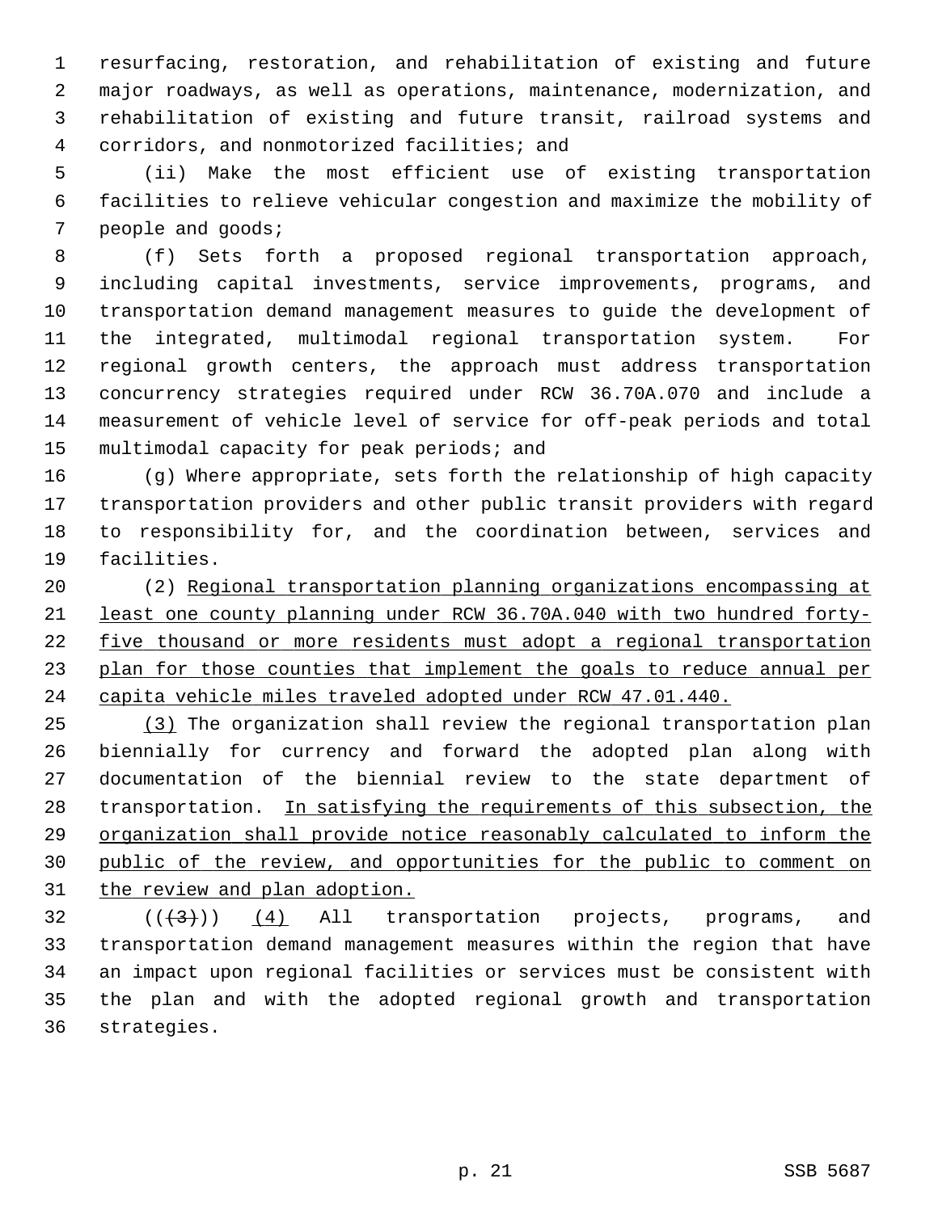resurfacing, restoration, and rehabilitation of existing and future major roadways, as well as operations, maintenance, modernization, and rehabilitation of existing and future transit, railroad systems and corridors, and nonmotorized facilities; and

(ii) Make the most efficient use of existing transportation facilities to relieve vehicular congestion and maximize the mobility of people and goods;

(f) Sets forth a proposed regional transportation approach, including capital investments, service improvements, programs, and transportation demand management measures to guide the development of the integrated, multimodal regional transportation system. For regional growth centers, the approach must address transportation concurrency strategies required under RCW 36.70A.070 and include a measurement of vehicle level of service for off-peak periods and total multimodal capacity for peak periods; and

(g) Where appropriate, sets forth the relationship of high capacity transportation providers and other public transit providers with regard to responsibility for, and the coordination between, services and facilities.

(2) Regional transportation planning organizations encompassing at least one county planning under RCW 36.70A.040 with two hundred forty-five thousand or more residents must adopt a regional transportation plan for those counties that implement the goals to reduce annual per capita vehicle miles traveled adopted under RCW 47.01.440.

(3) The organization shall review the regional transportation plan biennially for currency and forward the adopted plan along with documentation of the biennial review to the state department of transportation. In satisfying the requirements of this subsection, the organization shall provide notice reasonably calculated to inform the public of the review, and opportunities for the public to comment on the review and plan adoption.

~~((3))~~ (4) All transportation projects, programs, and transportation demand management measures within the region that have an impact upon regional facilities or services must be consistent with the plan and with the adopted regional growth and transportation strategies.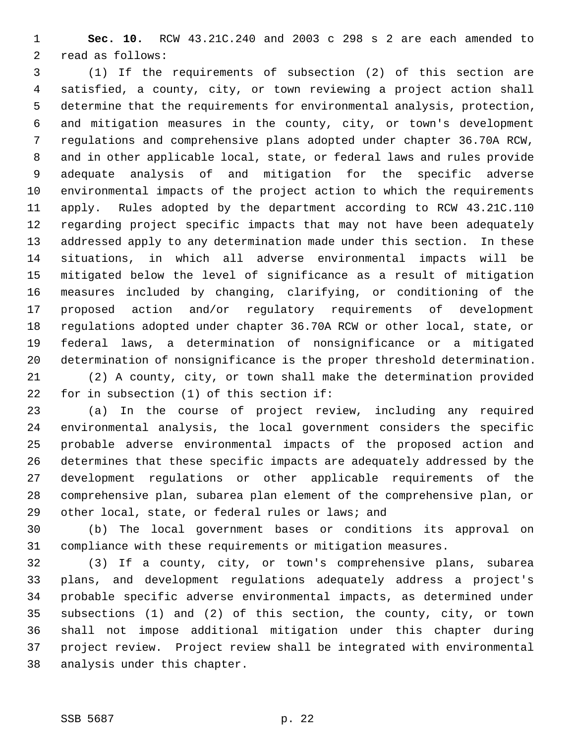**Sec. 10.** RCW 43.21C.240 and 2003 c 298 s 2 are each amended to read as follows:

(1) If the requirements of subsection (2) of this section are satisfied, a county, city, or town reviewing a project action shall determine that the requirements for environmental analysis, protection, and mitigation measures in the county, city, or town's development regulations and comprehensive plans adopted under chapter 36.70A RCW, and in other applicable local, state, or federal laws and rules provide adequate analysis of and mitigation for the specific adverse environmental impacts of the project action to which the requirements apply. Rules adopted by the department according to RCW 43.21C.110 regarding project specific impacts that may not have been adequately addressed apply to any determination made under this section. In these situations, in which all adverse environmental impacts will be mitigated below the level of significance as a result of mitigation measures included by changing, clarifying, or conditioning of the proposed action and/or regulatory requirements of development regulations adopted under chapter 36.70A RCW or other local, state, or federal laws, a determination of nonsignificance or a mitigated determination of nonsignificance is the proper threshold determination.

(2) A county, city, or town shall make the determination provided for in subsection (1) of this section if:

(a) In the course of project review, including any required environmental analysis, the local government considers the specific probable adverse environmental impacts of the proposed action and determines that these specific impacts are adequately addressed by the development regulations or other applicable requirements of the comprehensive plan, subarea plan element of the comprehensive plan, or other local, state, or federal rules or laws; and

(b) The local government bases or conditions its approval on compliance with these requirements or mitigation measures.

(3) If a county, city, or town's comprehensive plans, subarea plans, and development regulations adequately address a project's probable specific adverse environmental impacts, as determined under subsections (1) and (2) of this section, the county, city, or town shall not impose additional mitigation under this chapter during project review. Project review shall be integrated with environmental analysis under this chapter.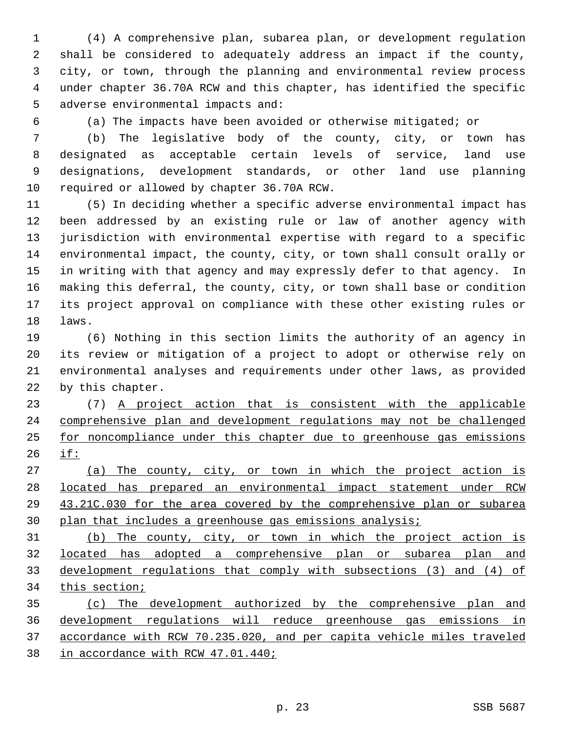(4) A comprehensive plan, subarea plan, or development regulation shall be considered to adequately address an impact if the county, city, or town, through the planning and environmental review process under chapter 36.70A RCW and this chapter, has identified the specific adverse environmental impacts and:

(a) The impacts have been avoided or otherwise mitigated; or

(b) The legislative body of the county, city, or town has designated as acceptable certain levels of service, land use designations, development standards, or other land use planning required or allowed by chapter 36.70A RCW.

(5) In deciding whether a specific adverse environmental impact has been addressed by an existing rule or law of another agency with jurisdiction with environmental expertise with regard to a specific environmental impact, the county, city, or town shall consult orally or in writing with that agency and may expressly defer to that agency. In making this deferral, the county, city, or town shall base or condition its project approval on compliance with these other existing rules or laws.

(6) Nothing in this section limits the authority of an agency in its review or mitigation of a project to adopt or otherwise rely on environmental analyses and requirements under other laws, as provided by this chapter.

(7) <u>A project action that is consistent with the applicable comprehensive plan and development regulations may not be challenged for noncompliance under this chapter due to greenhouse gas emissions if:</u>

<u>(a) The county, city, or town in which the project action is located has prepared an environmental impact statement under RCW 43.21C.030 for the area covered by the comprehensive plan or subarea plan that includes a greenhouse gas emissions analysis;</u>

<u>(b) The county, city, or town in which the project action is located has adopted a comprehensive plan or subarea plan and development regulations that comply with subsections (3) and (4) of this section;</u>

<u>(c) The development authorized by the comprehensive plan and development regulations will reduce greenhouse gas emissions in accordance with RCW 70.235.020, and per capita vehicle miles traveled in accordance with RCW 47.01.440;</u>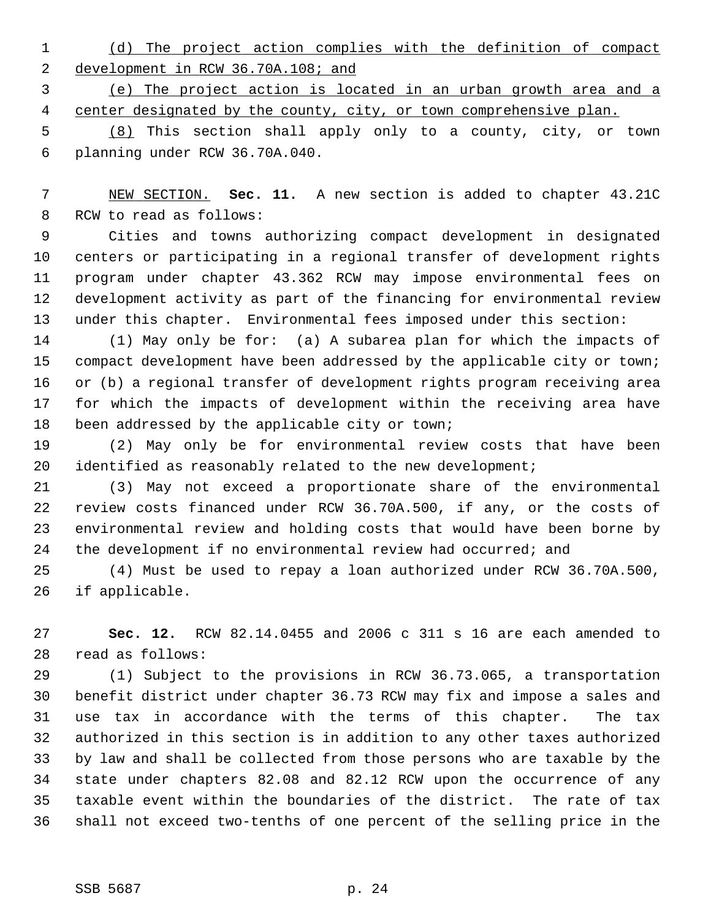(d) The project action complies with the definition of compact development in RCW 36.70A.108; and

(e) The project action is located in an urban growth area and a center designated by the county, city, or town comprehensive plan.

(8) This section shall apply only to a county, city, or town planning under RCW 36.70A.040.

NEW SECTION. **Sec. 11.** A new section is added to chapter 43.21C RCW to read as follows:

Cities and towns authorizing compact development in designated centers or participating in a regional transfer of development rights program under chapter 43.362 RCW may impose environmental fees on development activity as part of the financing for environmental review under this chapter. Environmental fees imposed under this section:

(1) May only be for: (a) A subarea plan for which the impacts of compact development have been addressed by the applicable city or town; or (b) a regional transfer of development rights program receiving area for which the impacts of development within the receiving area have been addressed by the applicable city or town;

(2) May only be for environmental review costs that have been identified as reasonably related to the new development;

(3) May not exceed a proportionate share of the environmental review costs financed under RCW 36.70A.500, if any, or the costs of environmental review and holding costs that would have been borne by the development if no environmental review had occurred; and

(4) Must be used to repay a loan authorized under RCW 36.70A.500, if applicable.

**Sec. 12.** RCW 82.14.0455 and 2006 c 311 s 16 are each amended to read as follows:

(1) Subject to the provisions in RCW 36.73.065, a transportation benefit district under chapter 36.73 RCW may fix and impose a sales and use tax in accordance with the terms of this chapter. The tax authorized in this section is in addition to any other taxes authorized by law and shall be collected from those persons who are taxable by the state under chapters 82.08 and 82.12 RCW upon the occurrence of any taxable event within the boundaries of the district. The rate of tax shall not exceed two-tenths of one percent of the selling price in the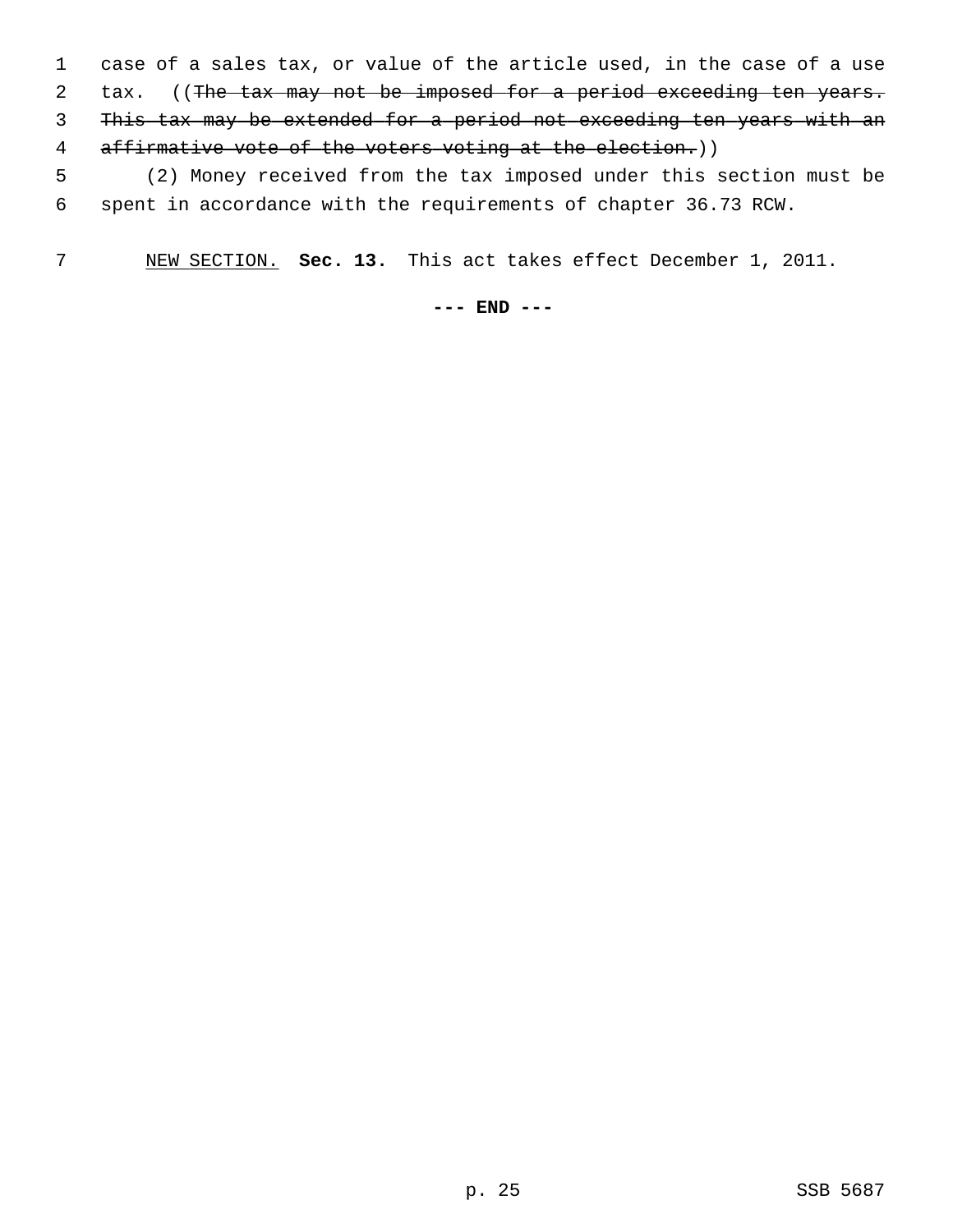case of a sales tax, or value of the article used, in the case of a use tax. ((~~The tax may not be imposed for a period exceeding ten years. This tax may be extended for a period not exceeding ten years with an affirmative vote of the voters voting at the election.~~))

(2) Money received from the tax imposed under this section must be spent in accordance with the requirements of chapter 36.73 RCW.

NEW SECTION. **Sec. 13.** This act takes effect December 1, 2011.

**--- END ---**